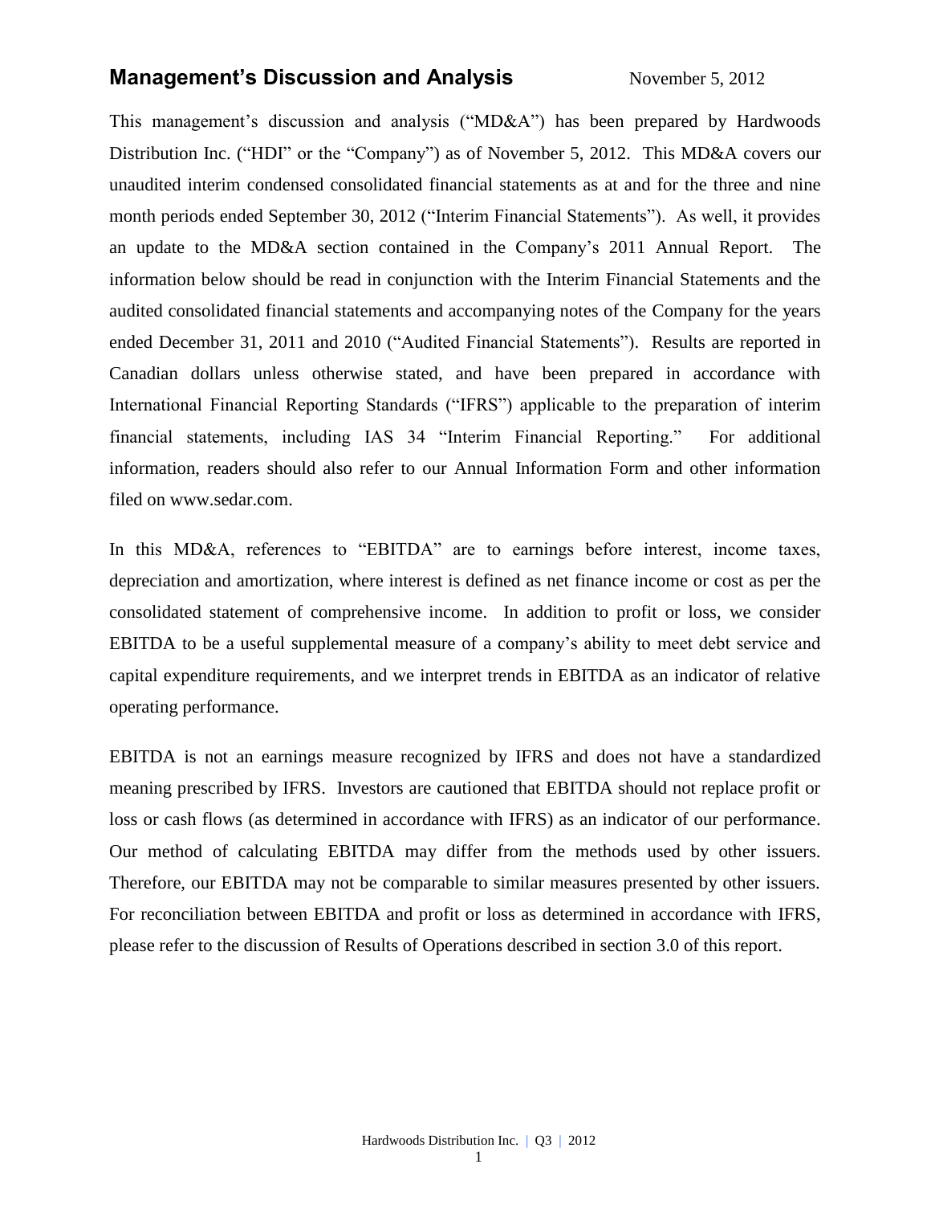# Management's Discussion and Analysis

November 5, 2012

This management's discussion and analysis ("MD&A") has been prepared by Hardwoods Distribution Inc. ("HDI" or the "Company") as of November 5, 2012. This MD&A covers our unaudited interim condensed consolidated financial statements as at and for the three and nine month periods ended September 30, 2012 ("Interim Financial Statements"). As well, it provides an update to the MD&A section contained in the Company's 2011 Annual Report. The information below should be read in conjunction with the Interim Financial Statements and the audited consolidated financial statements and accompanying notes of the Company for the years ended December 31, 2011 and 2010 ("Audited Financial Statements"). Results are reported in Canadian dollars unless otherwise stated, and have been prepared in accordance with International Financial Reporting Standards ("IFRS") applicable to the preparation of interim financial statements, including IAS 34 "Interim Financial Reporting." For additional information, readers should also refer to our Annual Information Form and other information filed on www.sedar.com.

In this MD&A, references to "EBITDA" are to earnings before interest, income taxes, depreciation and amortization, where interest is defined as net finance income or cost as per the consolidated statement of comprehensive income. In addition to profit or loss, we consider EBITDA to be a useful supplemental measure of a company's ability to meet debt service and capital expenditure requirements, and we interpret trends in EBITDA as an indicator of relative operating performance.

EBITDA is not an earnings measure recognized by IFRS and does not have a standardized meaning prescribed by IFRS. Investors are cautioned that EBITDA should not replace profit or loss or cash flows (as determined in accordance with IFRS) as an indicator of our performance. Our method of calculating EBITDA may differ from the methods used by other issuers. Therefore, our EBITDA may not be comparable to similar measures presented by other issuers. For reconciliation between EBITDA and profit or loss as determined in accordance with IFRS, please refer to the discussion of Results of Operations described in section 3.0 of this report.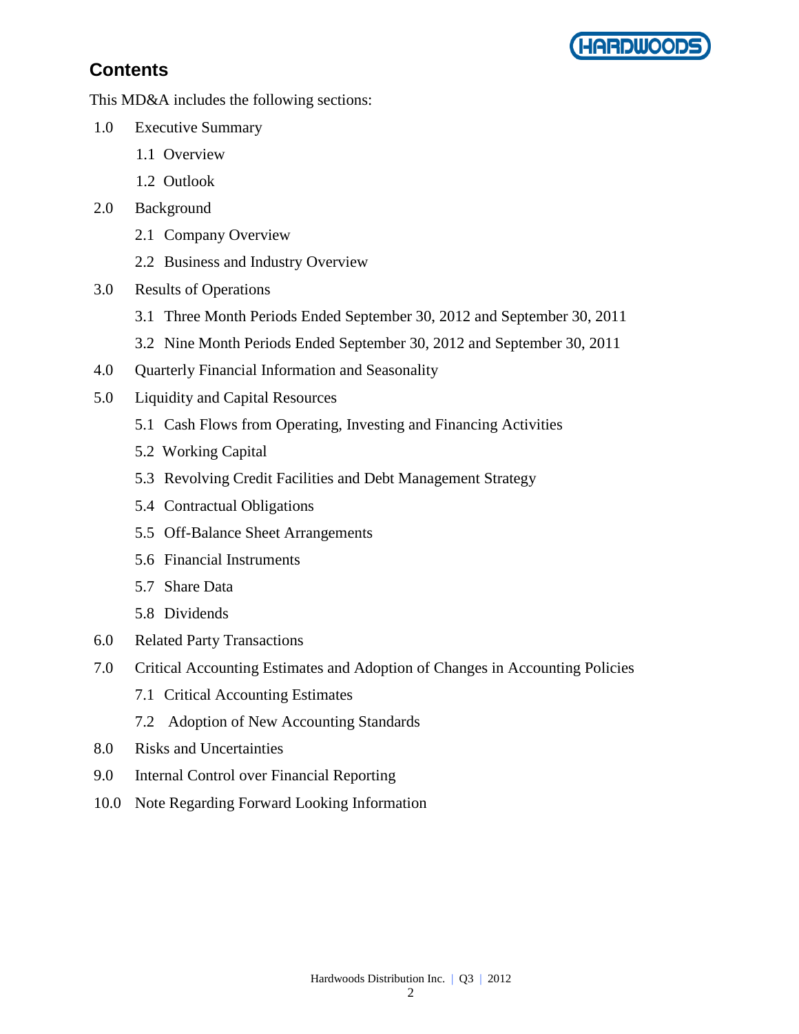## Contents

This MD&A includes the following sections:

1.0 Executive Summary

- 1.1 Overview
- 1.2 Outlook

2.0 Background

- 2.1 Company Overview
- 2.2 Business and Industry Overview

3.0 Results of Operations

- 3.1 Three Month Periods Ended September 30, 2012 and September 30, 2011
- 3.2 Nine Month Periods Ended September 30, 2012 and September 30, 2011

4.0 Quarterly Financial Information and Seasonality

5.0 Liquidity and Capital Resources

- 5.1 Cash Flows from Operating, Investing and Financing Activities
- 5.2 Working Capital
- 5.3 Revolving Credit Facilities and Debt Management Strategy
- 5.4 Contractual Obligations
- 5.5 Off-Balance Sheet Arrangements
- 5.6 Financial Instruments
- 5.7 Share Data
- 5.8 Dividends

6.0 Related Party Transactions

7.0 Critical Accounting Estimates and Adoption of Changes in Accounting Policies

- 7.1 Critical Accounting Estimates
- 7.2 Adoption of New Accounting Standards

8.0 Risks and Uncertainties

9.0 Internal Control over Financial Reporting

10.0 Note Regarding Forward Looking Information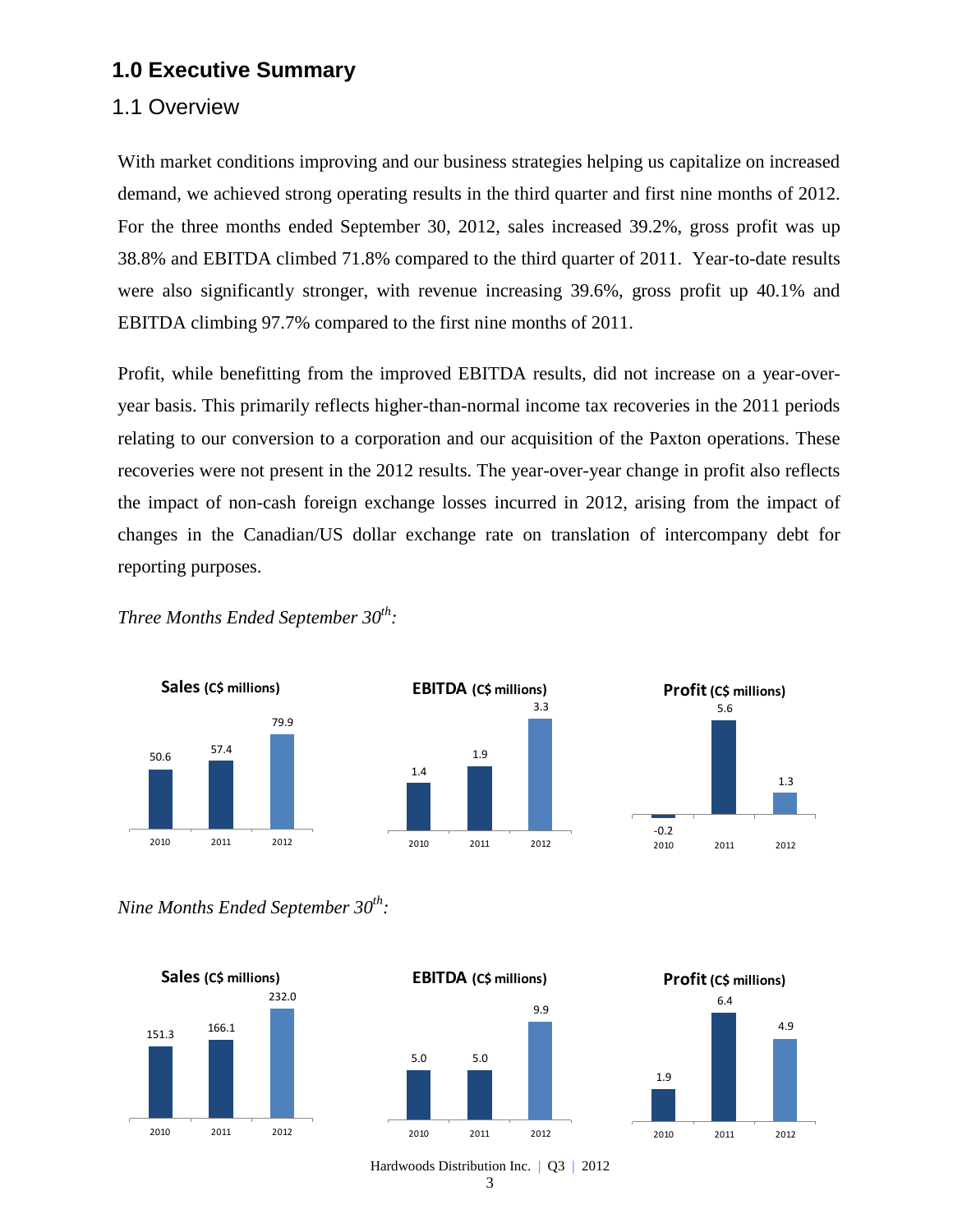# 1.0 Executive Summary

## 1.1 Overview

With market conditions improving and our business strategies helping us capitalize on increased demand, we achieved strong operating results in the third quarter and first nine months of 2012. For the three months ended September 30, 2012, sales increased 39.2%, gross profit was up 38.8% and EBITDA climbed 71.8% compared to the third quarter of 2011. Year-to-date results were also significantly stronger, with revenue increasing 39.6%, gross profit up 40.1% and EBITDA climbing 97.7% compared to the first nine months of 2011.

Profit, while benefitting from the improved EBITDA results, did not increase on a year-over-year basis. This primarily reflects higher-than-normal income tax recoveries in the 2011 periods relating to our conversion to a corporation and our acquisition of the Paxton operations. These recoveries were not present in the 2012 results. The year-over-year change in profit also reflects the impact of non-cash foreign exchange losses incurred in 2012, arising from the impact of changes in the Canadian/US dollar exchange rate on translation of intercompany debt for reporting purposes.

*Three Months Ended September 30th:*

**Sales** (C$ millions)
50.6 57.4 79.9
2010 2011 2012

**EBITDA** (C$ millions)
1.4 1.9 3.3
2010 2011 2012

**Profit** (C$ millions)
-0.2 5.6 1.3
2010 2011 2012

*Nine Months Ended September 30th:*

**Sales** (C$ millions)
151.3 166.1 232.0
2010 2011 2012

**EBITDA** (C$ millions)
5.0 5.0 9.9
2010 2011 2012

**Profit** (C$ millions)
1.9 6.4 4.9
2010 2011 2012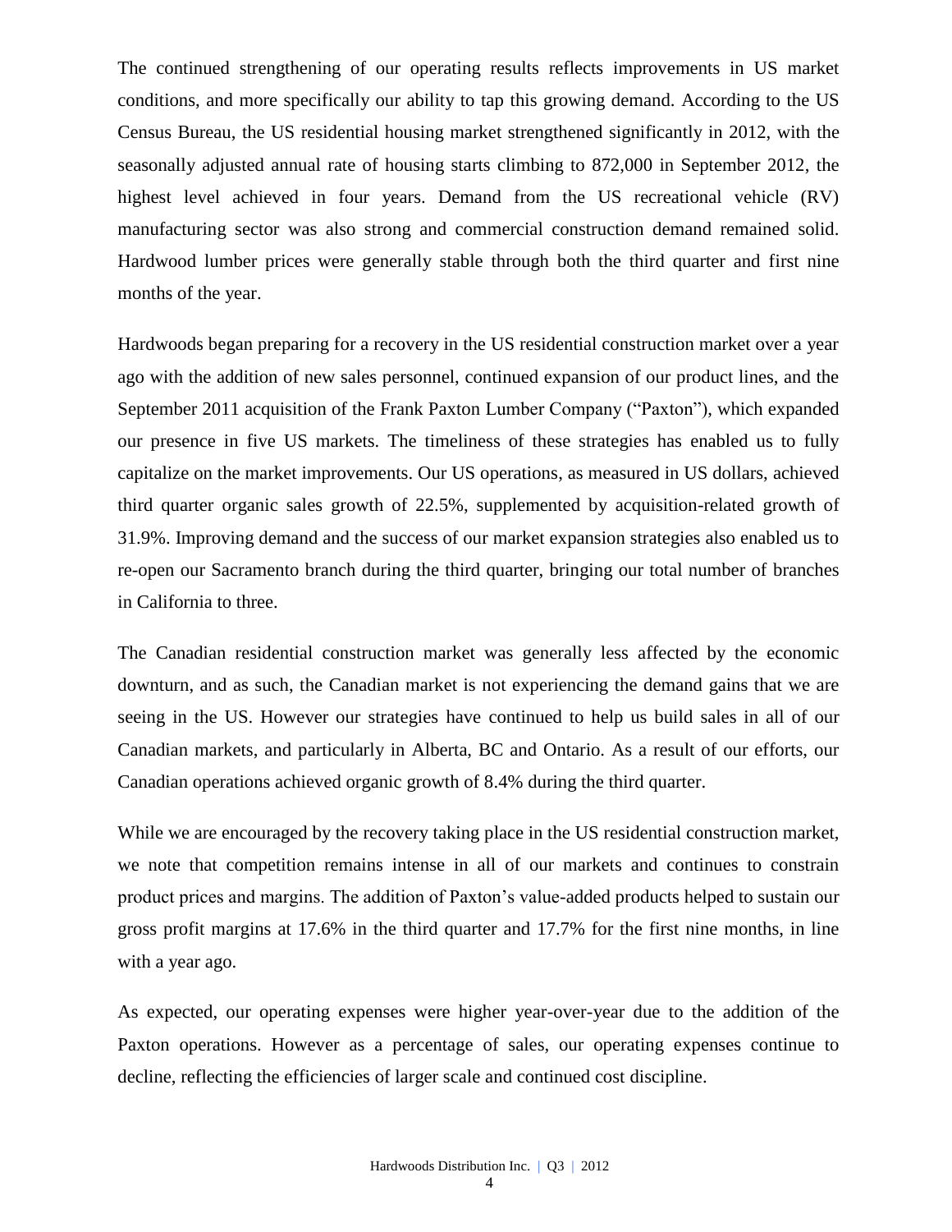The continued strengthening of our operating results reflects improvements in US market conditions, and more specifically our ability to tap this growing demand. According to the US Census Bureau, the US residential housing market strengthened significantly in 2012, with the seasonally adjusted annual rate of housing starts climbing to 872,000 in September 2012, the highest level achieved in four years. Demand from the US recreational vehicle (RV) manufacturing sector was also strong and commercial construction demand remained solid. Hardwood lumber prices were generally stable through both the third quarter and first nine months of the year.

Hardwoods began preparing for a recovery in the US residential construction market over a year ago with the addition of new sales personnel, continued expansion of our product lines, and the September 2011 acquisition of the Frank Paxton Lumber Company ("Paxton"), which expanded our presence in five US markets. The timeliness of these strategies has enabled us to fully capitalize on the market improvements. Our US operations, as measured in US dollars, achieved third quarter organic sales growth of 22.5%, supplemented by acquisition-related growth of 31.9%. Improving demand and the success of our market expansion strategies also enabled us to re-open our Sacramento branch during the third quarter, bringing our total number of branches in California to three.

The Canadian residential construction market was generally less affected by the economic downturn, and as such, the Canadian market is not experiencing the demand gains that we are seeing in the US. However our strategies have continued to help us build sales in all of our Canadian markets, and particularly in Alberta, BC and Ontario. As a result of our efforts, our Canadian operations achieved organic growth of 8.4% during the third quarter.

While we are encouraged by the recovery taking place in the US residential construction market, we note that competition remains intense in all of our markets and continues to constrain product prices and margins. The addition of Paxton's value-added products helped to sustain our gross profit margins at 17.6% in the third quarter and 17.7% for the first nine months, in line with a year ago.

As expected, our operating expenses were higher year-over-year due to the addition of the Paxton operations. However as a percentage of sales, our operating expenses continue to decline, reflecting the efficiencies of larger scale and continued cost discipline.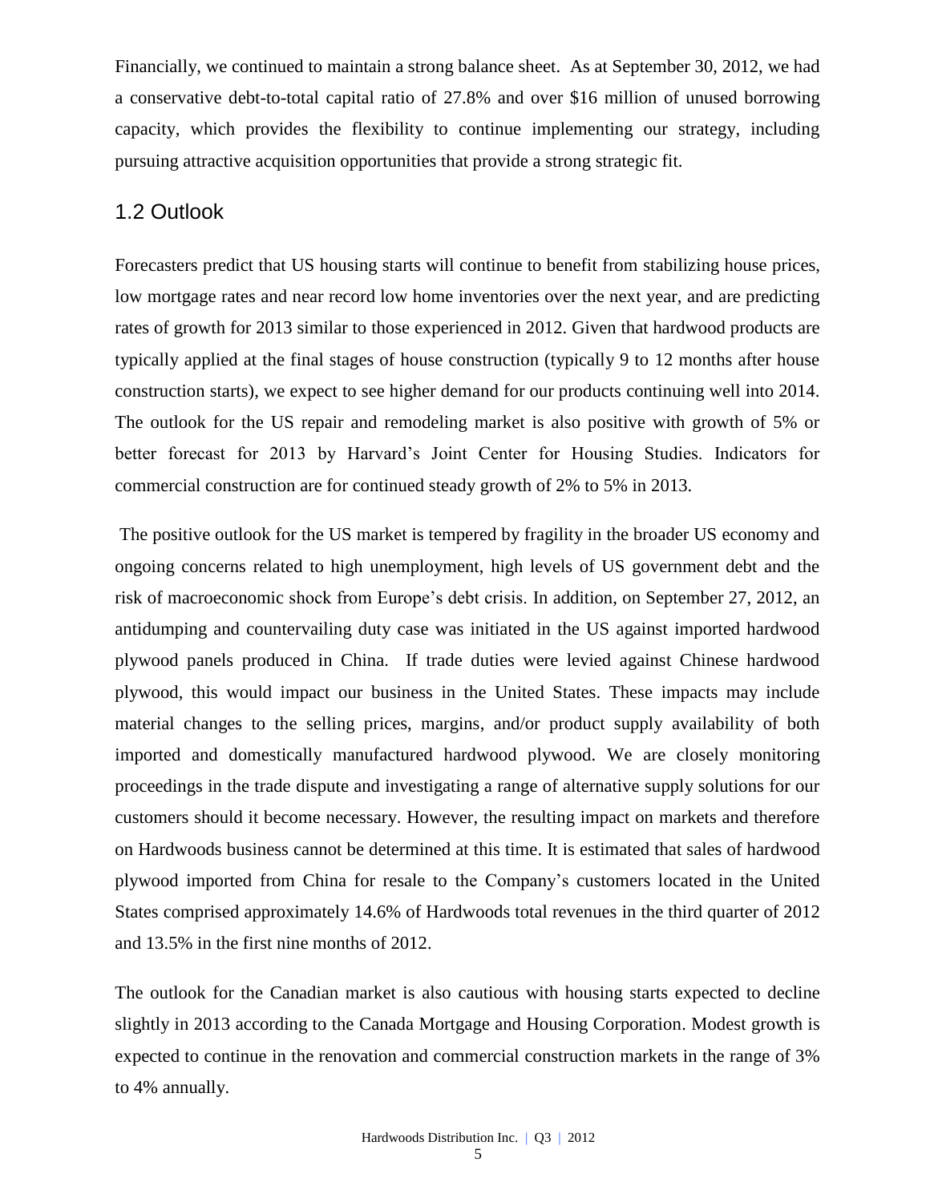Financially, we continued to maintain a strong balance sheet. As at September 30, 2012, we had a conservative debt-to-total capital ratio of 27.8% and over $16 million of unused borrowing capacity, which provides the flexibility to continue implementing our strategy, including pursuing attractive acquisition opportunities that provide a strong strategic fit.

## 1.2 Outlook

Forecasters predict that US housing starts will continue to benefit from stabilizing house prices, low mortgage rates and near record low home inventories over the next year, and are predicting rates of growth for 2013 similar to those experienced in 2012. Given that hardwood products are typically applied at the final stages of house construction (typically 9 to 12 months after house construction starts), we expect to see higher demand for our products continuing well into 2014. The outlook for the US repair and remodeling market is also positive with growth of 5% or better forecast for 2013 by Harvard's Joint Center for Housing Studies. Indicators for commercial construction are for continued steady growth of 2% to 5% in 2013.

The positive outlook for the US market is tempered by fragility in the broader US economy and ongoing concerns related to high unemployment, high levels of US government debt and the risk of macroeconomic shock from Europe's debt crisis. In addition, on September 27, 2012, an antidumping and countervailing duty case was initiated in the US against imported hardwood plywood panels produced in China. If trade duties were levied against Chinese hardwood plywood, this would impact our business in the United States. These impacts may include material changes to the selling prices, margins, and/or product supply availability of both imported and domestically manufactured hardwood plywood. We are closely monitoring proceedings in the trade dispute and investigating a range of alternative supply solutions for our customers should it become necessary. However, the resulting impact on markets and therefore on Hardwoods business cannot be determined at this time. It is estimated that sales of hardwood plywood imported from China for resale to the Company's customers located in the United States comprised approximately 14.6% of Hardwoods total revenues in the third quarter of 2012 and 13.5% in the first nine months of 2012.

The outlook for the Canadian market is also cautious with housing starts expected to decline slightly in 2013 according to the Canada Mortgage and Housing Corporation. Modest growth is expected to continue in the renovation and commercial construction markets in the range of 3% to 4% annually.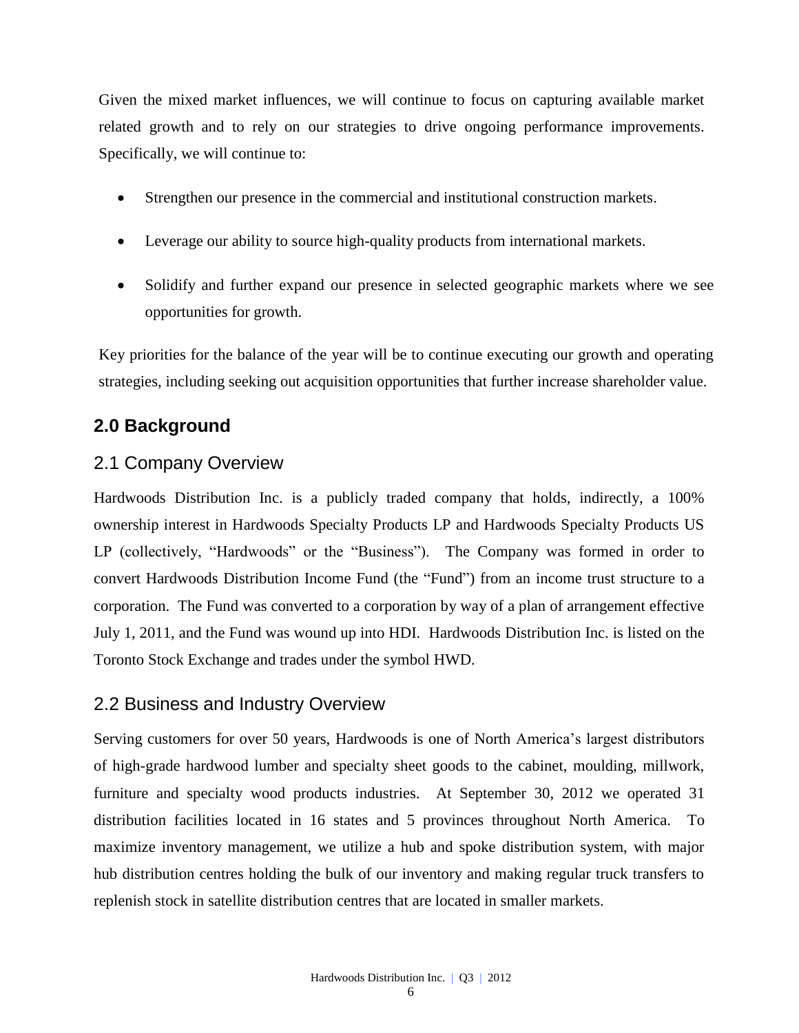Given the mixed market influences, we will continue to focus on capturing available market related growth and to rely on our strategies to drive ongoing performance improvements. Specifically, we will continue to:

- Strengthen our presence in the commercial and institutional construction markets.
- Leverage our ability to source high-quality products from international markets.
- Solidify and further expand our presence in selected geographic markets where we see opportunities for growth.

Key priorities for the balance of the year will be to continue executing our growth and operating strategies, including seeking out acquisition opportunities that further increase shareholder value.

## 2.0 Background

### 2.1 Company Overview

Hardwoods Distribution Inc. is a publicly traded company that holds, indirectly, a 100% ownership interest in Hardwoods Specialty Products LP and Hardwoods Specialty Products US LP (collectively, "Hardwoods" or the "Business"). The Company was formed in order to convert Hardwoods Distribution Income Fund (the "Fund") from an income trust structure to a corporation. The Fund was converted to a corporation by way of a plan of arrangement effective July 1, 2011, and the Fund was wound up into HDI. Hardwoods Distribution Inc. is listed on the Toronto Stock Exchange and trades under the symbol HWD.

### 2.2 Business and Industry Overview

Serving customers for over 50 years, Hardwoods is one of North America's largest distributors of high-grade hardwood lumber and specialty sheet goods to the cabinet, moulding, millwork, furniture and specialty wood products industries. At September 30, 2012 we operated 31 distribution facilities located in 16 states and 5 provinces throughout North America. To maximize inventory management, we utilize a hub and spoke distribution system, with major hub distribution centres holding the bulk of our inventory and making regular truck transfers to replenish stock in satellite distribution centres that are located in smaller markets.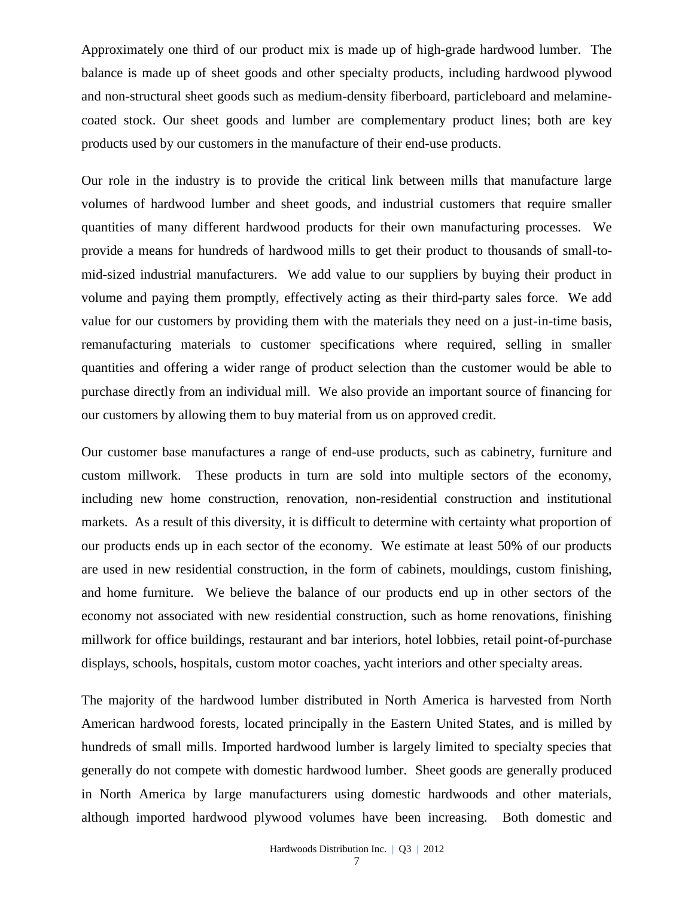Approximately one third of our product mix is made up of high-grade hardwood lumber. The balance is made up of sheet goods and other specialty products, including hardwood plywood and non-structural sheet goods such as medium-density fiberboard, particleboard and melamine-coated stock. Our sheet goods and lumber are complementary product lines; both are key products used by our customers in the manufacture of their end-use products.

Our role in the industry is to provide the critical link between mills that manufacture large volumes of hardwood lumber and sheet goods, and industrial customers that require smaller quantities of many different hardwood products for their own manufacturing processes. We provide a means for hundreds of hardwood mills to get their product to thousands of small-to-mid-sized industrial manufacturers. We add value to our suppliers by buying their product in volume and paying them promptly, effectively acting as their third-party sales force. We add value for our customers by providing them with the materials they need on a just-in-time basis, remanufacturing materials to customer specifications where required, selling in smaller quantities and offering a wider range of product selection than the customer would be able to purchase directly from an individual mill. We also provide an important source of financing for our customers by allowing them to buy material from us on approved credit.

Our customer base manufactures a range of end-use products, such as cabinetry, furniture and custom millwork. These products in turn are sold into multiple sectors of the economy, including new home construction, renovation, non-residential construction and institutional markets. As a result of this diversity, it is difficult to determine with certainty what proportion of our products ends up in each sector of the economy. We estimate at least 50% of our products are used in new residential construction, in the form of cabinets, mouldings, custom finishing, and home furniture. We believe the balance of our products end up in other sectors of the economy not associated with new residential construction, such as home renovations, finishing millwork for office buildings, restaurant and bar interiors, hotel lobbies, retail point-of-purchase displays, schools, hospitals, custom motor coaches, yacht interiors and other specialty areas.

The majority of the hardwood lumber distributed in North America is harvested from North American hardwood forests, located principally in the Eastern United States, and is milled by hundreds of small mills. Imported hardwood lumber is largely limited to specialty species that generally do not compete with domestic hardwood lumber. Sheet goods are generally produced in North America by large manufacturers using domestic hardwoods and other materials, although imported hardwood plywood volumes have been increasing. Both domestic and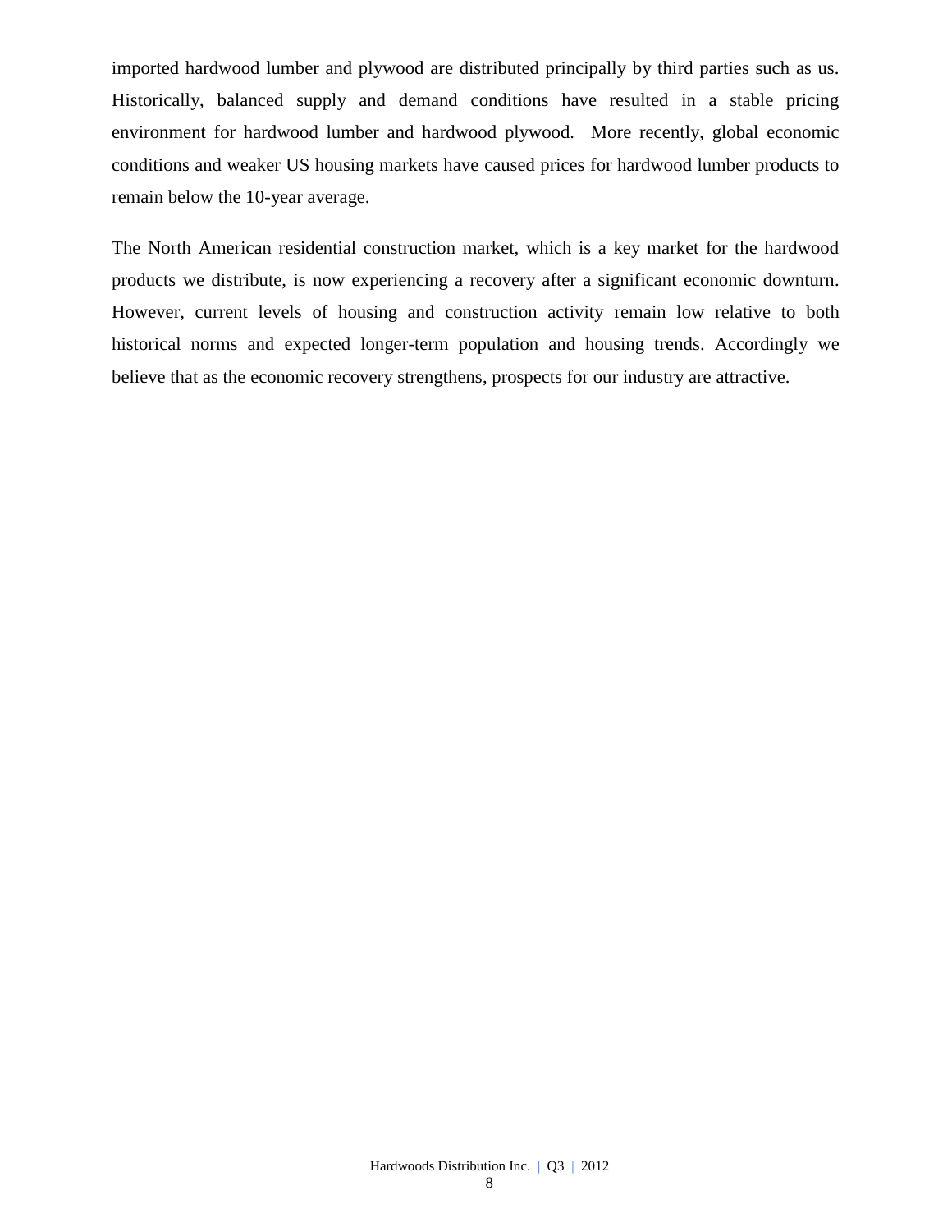imported hardwood lumber and plywood are distributed principally by third parties such as us. Historically, balanced supply and demand conditions have resulted in a stable pricing environment for hardwood lumber and hardwood plywood. More recently, global economic conditions and weaker US housing markets have caused prices for hardwood lumber products to remain below the 10-year average.

The North American residential construction market, which is a key market for the hardwood products we distribute, is now experiencing a recovery after a significant economic downturn. However, current levels of housing and construction activity remain low relative to both historical norms and expected longer-term population and housing trends. Accordingly we believe that as the economic recovery strengthens, prospects for our industry are attractive.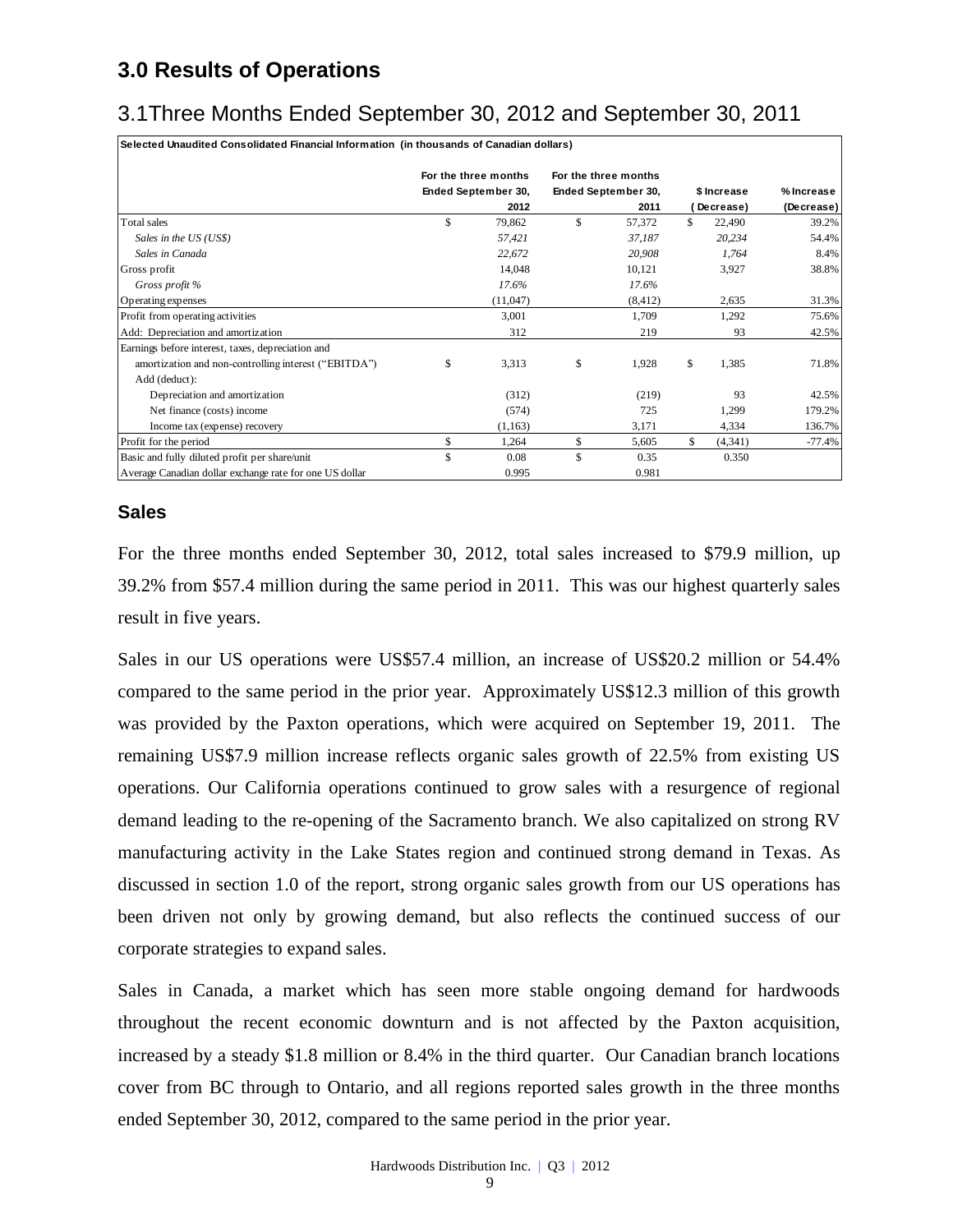## 3.0 Results of Operations

## 3.1 Three Months Ended September 30, 2012 and September 30, 2011

| Selected Unaudited Consolidated Financial Information (in thousands of Canadian dollars) | For the three months Ended September 30, 2012 | For the three months Ended September 30, 2011 | $ Increase (Decrease) | % Increase (Decrease) |
|---|---|---|---|---|
| Total sales | $ 79,862 | $ 57,372 | $ 22,490 | 39.2% |
| *Sales in the US (US$)* | *57,421* | *37,187* | *20,234* | 54.4% |
| *Sales in Canada* | *22,672* | *20,908* | *1,764* | 8.4% |
| Gross profit | 14,048 | 10,121 | 3,927 | 38.8% |
| *Gross profit %* | *17.6%* | *17.6%* | | |
| Operating expenses | (11,047) | (8,412) | 2,635 | 31.3% |
| Profit from operating activities | 3,001 | 1,709 | 1,292 | 75.6% |
| Add: Depreciation and amortization | 312 | 219 | 93 | 42.5% |
| Earnings before interest, taxes, depreciation and amortization and non-controlling interest ("EBITDA") | $ 3,313 | $ 1,928 | $ 1,385 | 71.8% |
| Add (deduct): | | | | |
| Depreciation and amortization | (312) | (219) | 93 | 42.5% |
| Net finance (costs) income | (574) | 725 | 1,299 | 179.2% |
| Income tax (expense) recovery | (1,163) | 3,171 | 4,334 | 136.7% |
| Profit for the period | $ 1,264 | $ 5,605 | $ (4,341) | -77.4% |
| Basic and fully diluted profit per share/unit | $ 0.08 | $ 0.35 | 0.350 | |
| Average Canadian dollar exchange rate for one US dollar | 0.995 | 0.981 | | |

### Sales

For the three months ended September 30, 2012, total sales increased to $79.9 million, up 39.2% from $57.4 million during the same period in 2011. This was our highest quarterly sales result in five years.

Sales in our US operations were US$57.4 million, an increase of US$20.2 million or 54.4% compared to the same period in the prior year. Approximately US$12.3 million of this growth was provided by the Paxton operations, which were acquired on September 19, 2011. The remaining US$7.9 million increase reflects organic sales growth of 22.5% from existing US operations. Our California operations continued to grow sales with a resurgence of regional demand leading to the re-opening of the Sacramento branch. We also capitalized on strong RV manufacturing activity in the Lake States region and continued strong demand in Texas. As discussed in section 1.0 of the report, strong organic sales growth from our US operations has been driven not only by growing demand, but also reflects the continued success of our corporate strategies to expand sales.

Sales in Canada, a market which has seen more stable ongoing demand for hardwoods throughout the recent economic downturn and is not affected by the Paxton acquisition, increased by a steady $1.8 million or 8.4% in the third quarter. Our Canadian branch locations cover from BC through to Ontario, and all regions reported sales growth in the three months ended September 30, 2012, compared to the same period in the prior year.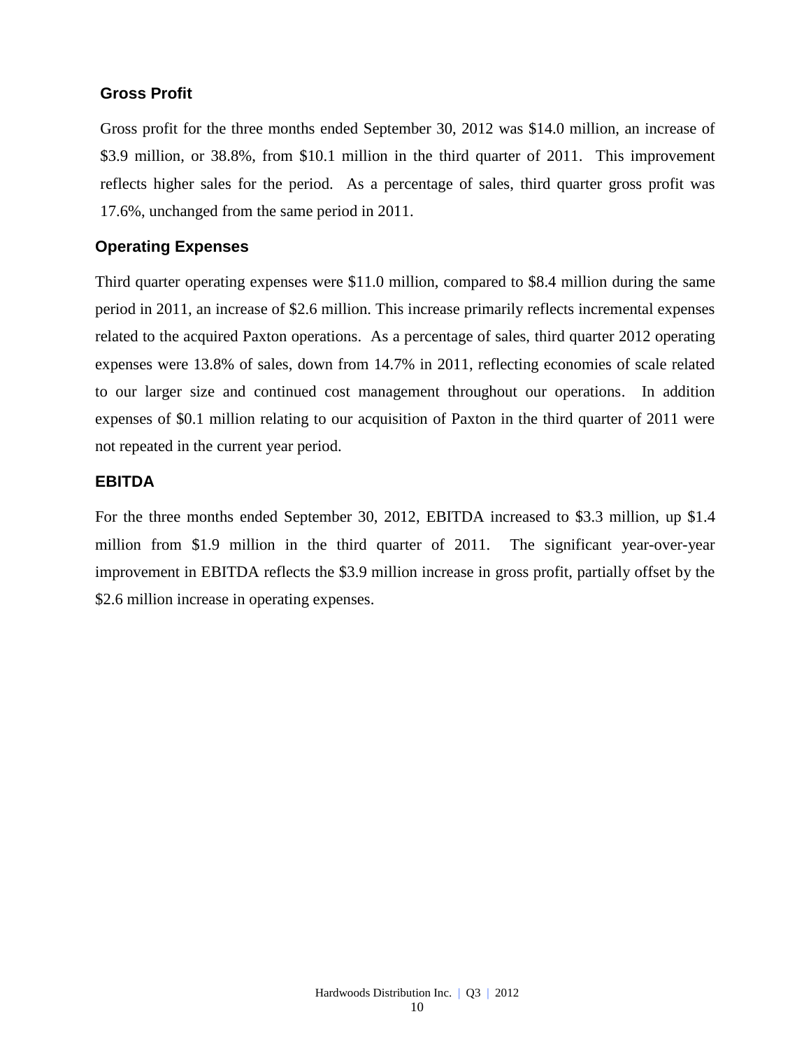### Gross Profit

Gross profit for the three months ended September 30, 2012 was $14.0 million, an increase of $3.9 million, or 38.8%, from $10.1 million in the third quarter of 2011. This improvement reflects higher sales for the period. As a percentage of sales, third quarter gross profit was 17.6%, unchanged from the same period in 2011.

### Operating Expenses

Third quarter operating expenses were $11.0 million, compared to $8.4 million during the same period in 2011, an increase of $2.6 million. This increase primarily reflects incremental expenses related to the acquired Paxton operations. As a percentage of sales, third quarter 2012 operating expenses were 13.8% of sales, down from 14.7% in 2011, reflecting economies of scale related to our larger size and continued cost management throughout our operations. In addition expenses of $0.1 million relating to our acquisition of Paxton in the third quarter of 2011 were not repeated in the current year period.

### EBITDA

For the three months ended September 30, 2012, EBITDA increased to $3.3 million, up $1.4 million from $1.9 million in the third quarter of 2011. The significant year-over-year improvement in EBITDA reflects the $3.9 million increase in gross profit, partially offset by the $2.6 million increase in operating expenses.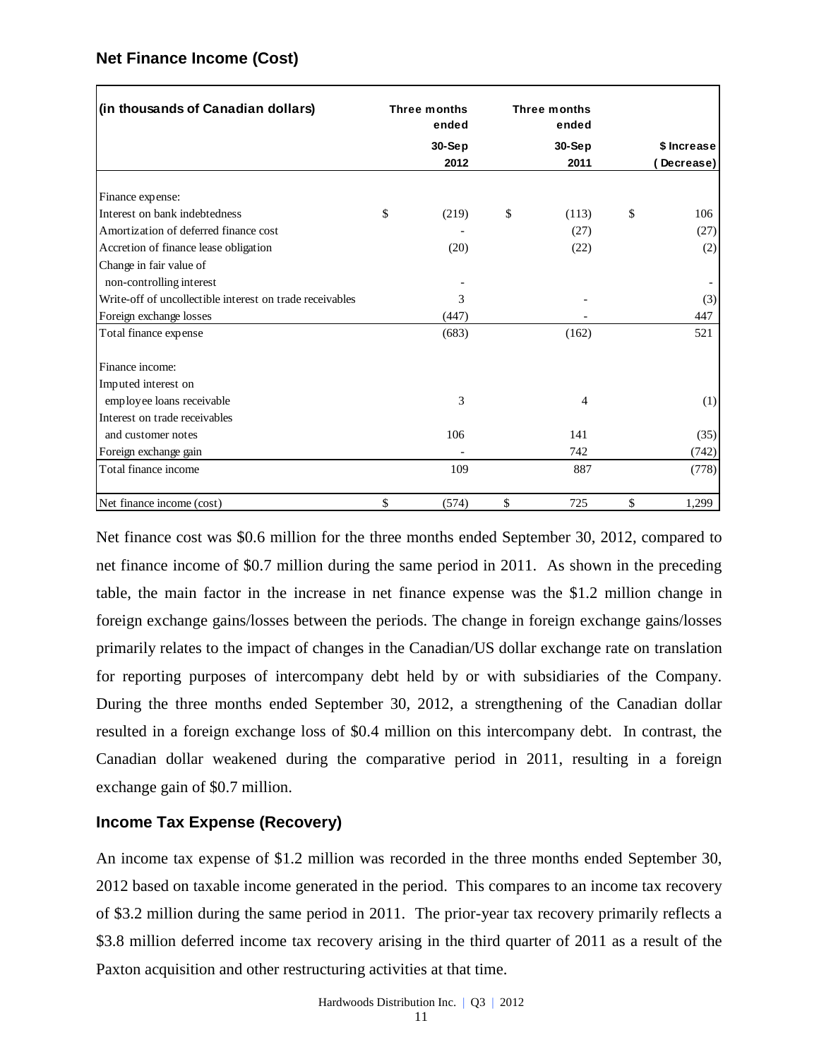## Net Finance Income (Cost)

| (in thousands of Canadian dollars) | Three months ended 30-Sep 2012 | Three months ended 30-Sep 2011 | $ Increase (Decrease) |
|---|---|---|---|
| Finance expense: | | | |
| Interest on bank indebtedness | $ (219) | $ (113) | $ 106 |
| Amortization of deferred finance cost | - | (27) | (27) |
| Accretion of finance lease obligation | (20) | (22) | (2) |
| Change in fair value of non-controlling interest | - | | - |
| Write-off of uncollectible interest on trade receivables | 3 | - | (3) |
| Foreign exchange losses | (447) | - | 447 |
| Total finance expense | (683) | (162) | 521 |
| Finance income: | | | |
| Imputed interest on employee loans receivable | 3 | 4 | (1) |
| Interest on trade receivables and customer notes | 106 | 141 | (35) |
| Foreign exchange gain | - | 742 | (742) |
| Total finance income | 109 | 887 | (778) |
| Net finance income (cost) | $ (574) | $ 725 | $ 1,299 |

Net finance cost was $0.6 million for the three months ended September 30, 2012, compared to net finance income of $0.7 million during the same period in 2011. As shown in the preceding table, the main factor in the increase in net finance expense was the $1.2 million change in foreign exchange gains/losses between the periods. The change in foreign exchange gains/losses primarily relates to the impact of changes in the Canadian/US dollar exchange rate on translation for reporting purposes of intercompany debt held by or with subsidiaries of the Company. During the three months ended September 30, 2012, a strengthening of the Canadian dollar resulted in a foreign exchange loss of $0.4 million on this intercompany debt. In contrast, the Canadian dollar weakened during the comparative period in 2011, resulting in a foreign exchange gain of $0.7 million.

## Income Tax Expense (Recovery)

An income tax expense of $1.2 million was recorded in the three months ended September 30, 2012 based on taxable income generated in the period. This compares to an income tax recovery of $3.2 million during the same period in 2011. The prior-year tax recovery primarily reflects a $3.8 million deferred income tax recovery arising in the third quarter of 2011 as a result of the Paxton acquisition and other restructuring activities at that time.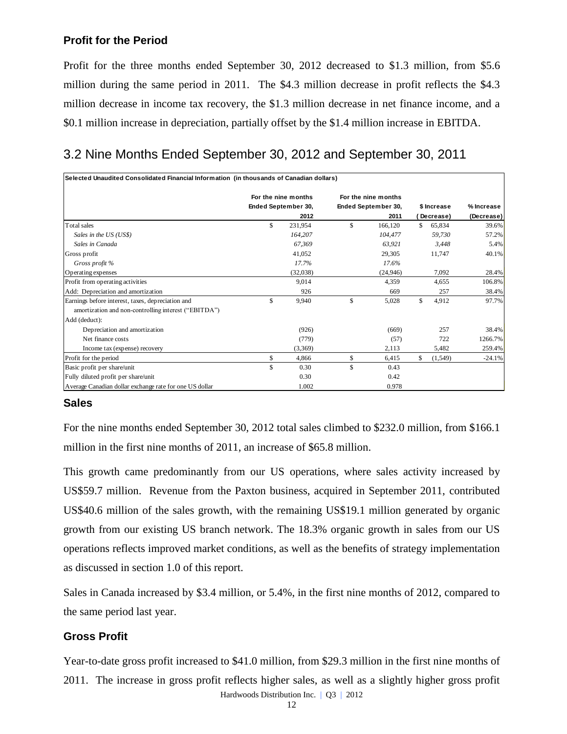### Profit for the Period

Profit for the three months ended September 30, 2012 decreased to \$1.3 million, from \$5.6 million during the same period in 2011. The \$4.3 million decrease in profit reflects the \$4.3 million decrease in income tax recovery, the \$1.3 million decrease in net finance income, and a \$0.1 million increase in depreciation, partially offset by the \$1.4 million increase in EBITDA.

## 3.2 Nine Months Ended September 30, 2012 and September 30, 2011

**Selected Unaudited Consolidated Financial Information (in thousands of Canadian dollars)**

| | For the nine months Ended September 30, 2012 | For the nine months Ended September 30, 2011 | \$ Increase (Decrease) | % Increase (Decrease) |
|---|---|---|---|---|
| Total sales | \$ 231,954 | \$ 166,120 | \$ 65,834 | 39.6% |
| *Sales in the US (US\$)* | *164,207* | *104,477* | *59,730* | 57.2% |
| *Sales in Canada* | *67,369* | *63,921* | *3,448* | 5.4% |
| Gross profit | 41,052 | 29,305 | 11,747 | 40.1% |
| *Gross profit %* | *17.7%* | *17.6%* | | |
| Operating expenses | (32,038) | (24,946) | 7,092 | 28.4% |
| Profit from operating activities | 9,014 | 4,359 | 4,655 | 106.8% |
| Add: Depreciation and amortization | 926 | 669 | 257 | 38.4% |
| Earnings before interest, taxes, depreciation and amortization and non-controlling interest ("EBITDA") | \$ 9,940 | \$ 5,028 | \$ 4,912 | 97.7% |
| Add (deduct): | | | | |
| Depreciation and amortization | (926) | (669) | 257 | 38.4% |
| Net finance costs | (779) | (57) | 722 | 1266.7% |
| Income tax (expense) recovery | (3,369) | 2,113 | 5,482 | 259.4% |
| Profit for the period | \$ 4,866 | \$ 6,415 | \$ (1,549) | -24.1% |
| Basic profit per share/unit | \$ 0.30 | \$ 0.43 | | |
| Fully diluted profit per share/unit | 0.30 | 0.42 | | |
| Average Canadian dollar exchange rate for one US dollar | 1.002 | 0.978 | | |

### Sales

For the nine months ended September 30, 2012 total sales climbed to \$232.0 million, from \$166.1 million in the first nine months of 2011, an increase of \$65.8 million.

This growth came predominantly from our US operations, where sales activity increased by US\$59.7 million. Revenue from the Paxton business, acquired in September 2011, contributed US\$40.6 million of the sales growth, with the remaining US\$19.1 million generated by organic growth from our existing US branch network. The 18.3% organic growth in sales from our US operations reflects improved market conditions, as well as the benefits of strategy implementation as discussed in section 1.0 of this report.

Sales in Canada increased by \$3.4 million, or 5.4%, in the first nine months of 2012, compared to the same period last year.

### Gross Profit

Year-to-date gross profit increased to \$41.0 million, from \$29.3 million in the first nine months of 2011. The increase in gross profit reflects higher sales, as well as a slightly higher gross profit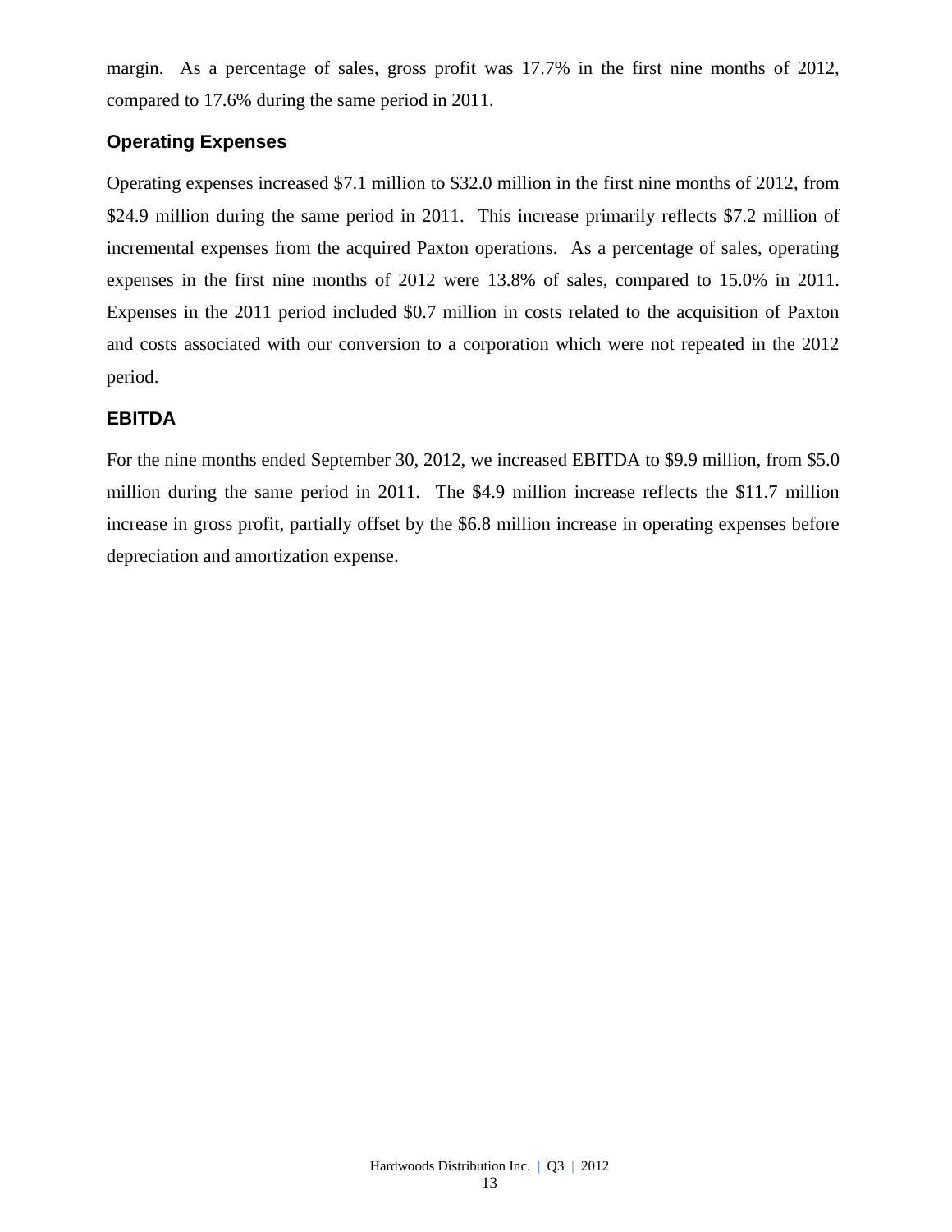margin. As a percentage of sales, gross profit was 17.7% in the first nine months of 2012, compared to 17.6% during the same period in 2011.

### Operating Expenses

Operating expenses increased $7.1 million to $32.0 million in the first nine months of 2012, from $24.9 million during the same period in 2011. This increase primarily reflects $7.2 million of incremental expenses from the acquired Paxton operations. As a percentage of sales, operating expenses in the first nine months of 2012 were 13.8% of sales, compared to 15.0% in 2011. Expenses in the 2011 period included $0.7 million in costs related to the acquisition of Paxton and costs associated with our conversion to a corporation which were not repeated in the 2012 period.

### EBITDA

For the nine months ended September 30, 2012, we increased EBITDA to $9.9 million, from $5.0 million during the same period in 2011. The $4.9 million increase reflects the $11.7 million increase in gross profit, partially offset by the $6.8 million increase in operating expenses before depreciation and amortization expense.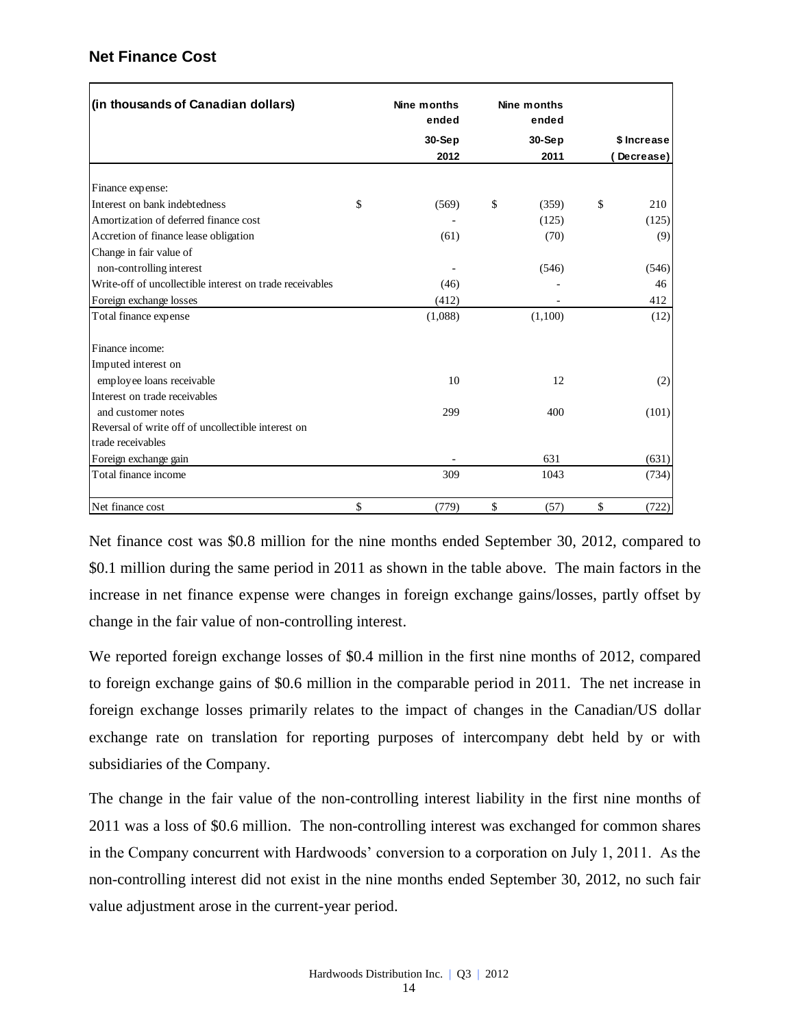## Net Finance Cost

| (in thousands of Canadian dollars) | Nine months ended 30-Sep 2012 | Nine months ended 30-Sep 2011 | $ Increase (Decrease) |
|---|---|---|---|
| Finance expense: | | | |
| Interest on bank indebtedness | $ (569) | $ (359) | $ 210 |
| Amortization of deferred finance cost | - | (125) | (125) |
| Accretion of finance lease obligation | (61) | (70) | (9) |
| Change in fair value of non-controlling interest | - | (546) | (546) |
| Write-off of uncollectible interest on trade receivables | (46) | - | 46 |
| Foreign exchange losses | (412) | - | 412 |
| Total finance expense | (1,088) | (1,100) | (12) |
| Finance income: | | | |
| Imputed interest on employee loans receivable | 10 | 12 | (2) |
| Interest on trade receivables and customer notes | 299 | 400 | (101) |
| Reversal of write off of uncollectible interest on trade receivables | | | |
| Foreign exchange gain | - | 631 | (631) |
| Total finance income | 309 | 1043 | (734) |
| Net finance cost | $ (779) | $ (57) | $ (722) |

Net finance cost was $0.8 million for the nine months ended September 30, 2012, compared to $0.1 million during the same period in 2011 as shown in the table above. The main factors in the increase in net finance expense were changes in foreign exchange gains/losses, partly offset by change in the fair value of non-controlling interest.

We reported foreign exchange losses of $0.4 million in the first nine months of 2012, compared to foreign exchange gains of $0.6 million in the comparable period in 2011. The net increase in foreign exchange losses primarily relates to the impact of changes in the Canadian/US dollar exchange rate on translation for reporting purposes of intercompany debt held by or with subsidiaries of the Company.

The change in the fair value of the non-controlling interest liability in the first nine months of 2011 was a loss of $0.6 million. The non-controlling interest was exchanged for common shares in the Company concurrent with Hardwoods' conversion to a corporation on July 1, 2011. As the non-controlling interest did not exist in the nine months ended September 30, 2012, no such fair value adjustment arose in the current-year period.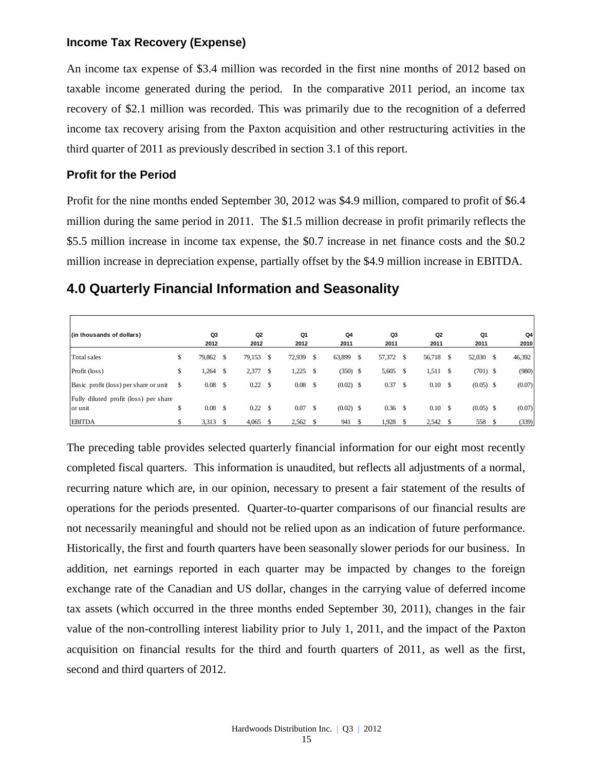### Income Tax Recovery (Expense)

An income tax expense of $3.4 million was recorded in the first nine months of 2012 based on taxable income generated during the period. In the comparative 2011 period, an income tax recovery of $2.1 million was recorded. This was primarily due to the recognition of a deferred income tax recovery arising from the Paxton acquisition and other restructuring activities in the third quarter of 2011 as previously described in section 3.1 of this report.

### Profit for the Period

Profit for the nine months ended September 30, 2012 was $4.9 million, compared to profit of $6.4 million during the same period in 2011. The $1.5 million decrease in profit primarily reflects the $5.5 million increase in income tax expense, the $0.7 increase in net finance costs and the $0.2 million increase in depreciation expense, partially offset by the $4.9 million increase in EBITDA.

## 4.0 Quarterly Financial Information and Seasonality

| (in thousands of dollars) | Q3 2012 | Q2 2012 | Q1 2012 | Q4 2011 | Q3 2011 | Q2 2011 | Q1 2011 | Q4 2010 |
|---|---|---|---|---|---|---|---|---|
| Total sales | $ 79,862 | $ 79,153 | $ 72,939 | $ 63,899 | $ 57,372 | $ 56,718 | $ 52,030 | $ 46,392 |
| Profit (loss) | $ 1,264 | $ 2,377 | $ 1,225 | $ (350) | $ 5,605 | $ 1,511 | $ (701) | $ (980) |
| Basic profit (loss) per share or unit | $ 0.08 | $ 0.22 | $ 0.08 | $ (0.02) | $ 0.37 | $ 0.10 | $ (0.05) | $ (0.07) |
| Fully diluted profit (loss) per share or unit | $ 0.08 | $ 0.22 | $ 0.07 | $ (0.02) | $ 0.36 | $ 0.10 | $ (0.05) | $ (0.07) |
| EBITDA | $ 3,313 | $ 4,065 | $ 2,562 | $ 941 | $ 1,928 | $ 2,542 | $ 558 | $ (339) |

The preceding table provides selected quarterly financial information for our eight most recently completed fiscal quarters. This information is unaudited, but reflects all adjustments of a normal, recurring nature which are, in our opinion, necessary to present a fair statement of the results of operations for the periods presented. Quarter-to-quarter comparisons of our financial results are not necessarily meaningful and should not be relied upon as an indication of future performance. Historically, the first and fourth quarters have been seasonally slower periods for our business. In addition, net earnings reported in each quarter may be impacted by changes to the foreign exchange rate of the Canadian and US dollar, changes in the carrying value of deferred income tax assets (which occurred in the three months ended September 30, 2011), changes in the fair value of the non-controlling interest liability prior to July 1, 2011, and the impact of the Paxton acquisition on financial results for the third and fourth quarters of 2011, as well as the first, second and third quarters of 2012.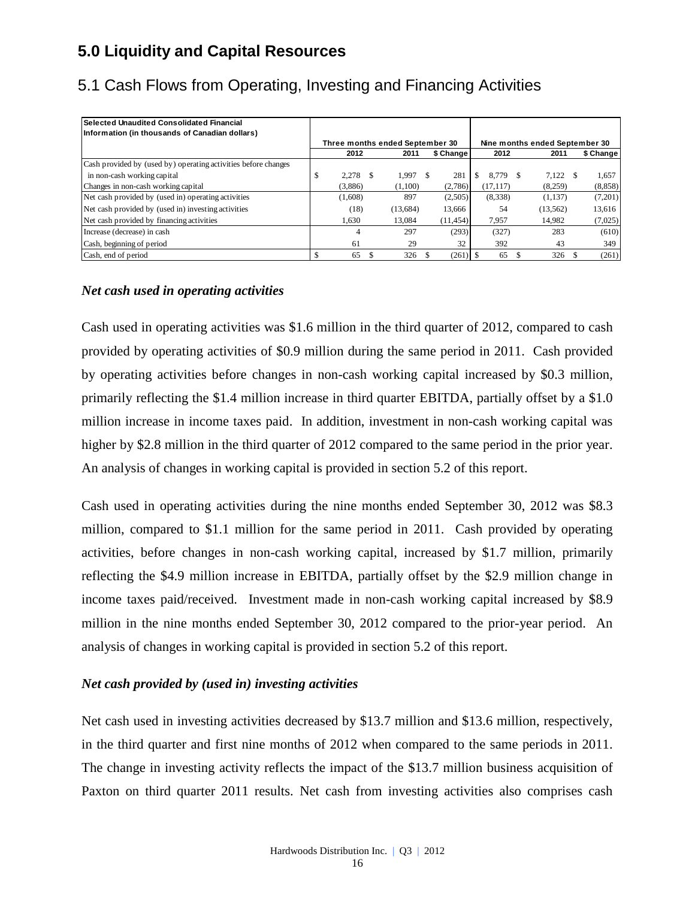# 5.0 Liquidity and Capital Resources

## 5.1 Cash Flows from Operating, Investing and Financing Activities

| Selected Unaudited Consolidated Financial Information (in thousands of Canadian dollars) | Three months ended September 30 | | | Nine months ended September 30 | | |
|---|---|---|---|---|---|---|
| | 2012 | 2011 | $ Change | 2012 | 2011 | $ Change |
| Cash provided by (used by) operating activities before changes in non-cash working capital | $ 2,278 | $ 1,997 | $ 281 | $ 8,779 | $ 7,122 | $ 1,657 |
| Changes in non-cash working capital | (3,886) | (1,100) | (2,786) | (17,117) | (8,259) | (8,858) |
| Net cash provided by (used in) operating activities | (1,608) | 897 | (2,505) | (8,338) | (1,137) | (7,201) |
| Net cash provided by (used in) investing activities | (18) | (13,684) | 13,666 | 54 | (13,562) | 13,616 |
| Net cash provided by financing activities | 1,630 | 13,084 | (11,454) | 7,957 | 14,982 | (7,025) |
| Increase (decrease) in cash | 4 | 297 | (293) | (327) | 283 | (610) |
| Cash, beginning of period | 61 | 29 | 32 | 392 | 43 | 349 |
| Cash, end of period | $ 65 | $ 326 | $ (261) | $ 65 | $ 326 | $ (261) |

### *Net cash used in operating activities*

Cash used in operating activities was $1.6 million in the third quarter of 2012, compared to cash provided by operating activities of $0.9 million during the same period in 2011. Cash provided by operating activities before changes in non-cash working capital increased by $0.3 million, primarily reflecting the $1.4 million increase in third quarter EBITDA, partially offset by a $1.0 million increase in income taxes paid. In addition, investment in non-cash working capital was higher by $2.8 million in the third quarter of 2012 compared to the same period in the prior year. An analysis of changes in working capital is provided in section 5.2 of this report.

Cash used in operating activities during the nine months ended September 30, 2012 was $8.3 million, compared to $1.1 million for the same period in 2011. Cash provided by operating activities, before changes in non-cash working capital, increased by $1.7 million, primarily reflecting the $4.9 million increase in EBITDA, partially offset by the $2.9 million change in income taxes paid/received. Investment made in non-cash working capital increased by $8.9 million in the nine months ended September 30, 2012 compared to the prior-year period. An analysis of changes in working capital is provided in section 5.2 of this report.

### *Net cash provided by (used in) investing activities*

Net cash used in investing activities decreased by $13.7 million and $13.6 million, respectively, in the third quarter and first nine months of 2012 when compared to the same periods in 2011. The change in investing activity reflects the impact of the $13.7 million business acquisition of Paxton on third quarter 2011 results. Net cash from investing activities also comprises cash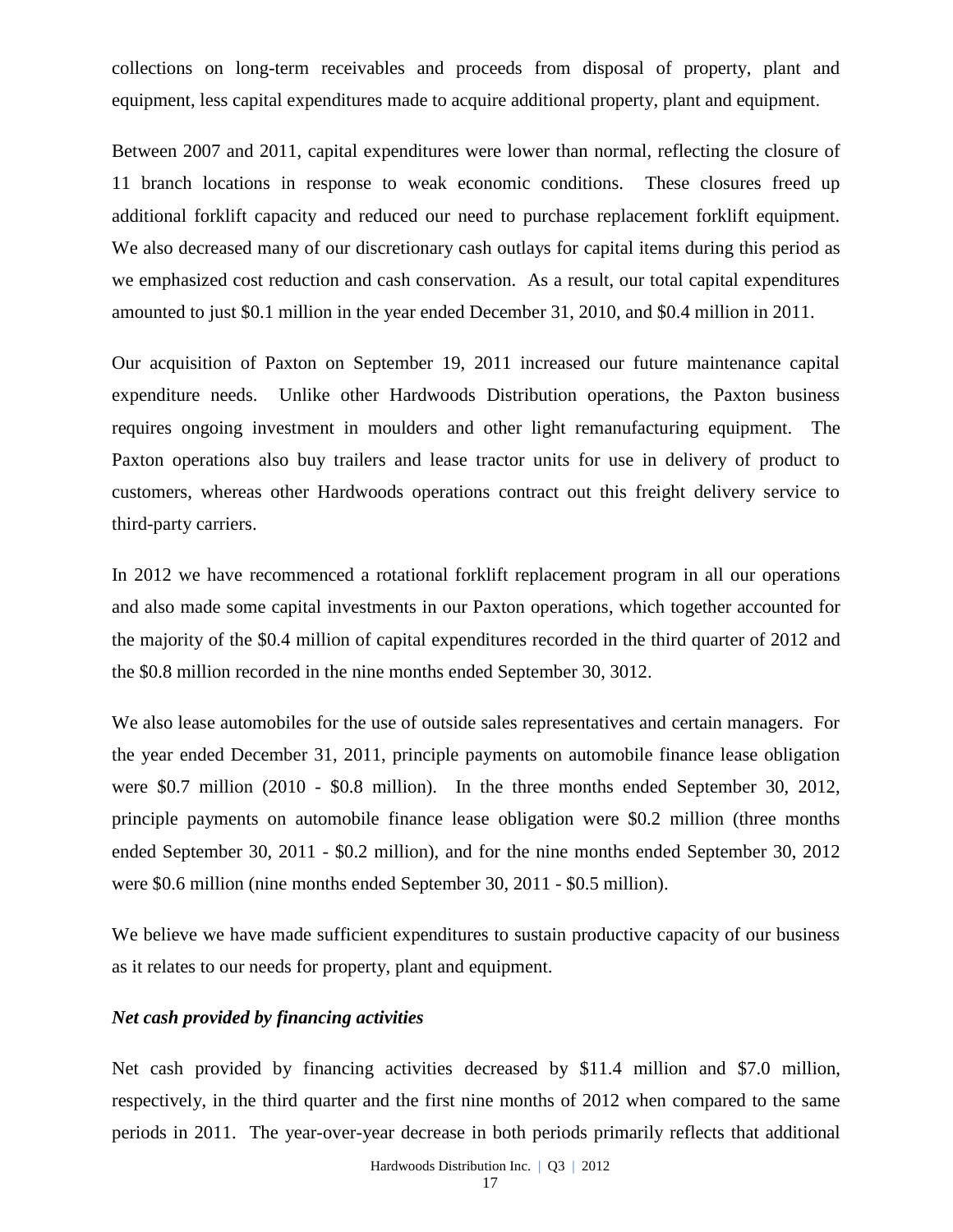collections on long-term receivables and proceeds from disposal of property, plant and equipment, less capital expenditures made to acquire additional property, plant and equipment.

Between 2007 and 2011, capital expenditures were lower than normal, reflecting the closure of 11 branch locations in response to weak economic conditions. These closures freed up additional forklift capacity and reduced our need to purchase replacement forklift equipment. We also decreased many of our discretionary cash outlays for capital items during this period as we emphasized cost reduction and cash conservation. As a result, our total capital expenditures amounted to just $0.1 million in the year ended December 31, 2010, and $0.4 million in 2011.

Our acquisition of Paxton on September 19, 2011 increased our future maintenance capital expenditure needs. Unlike other Hardwoods Distribution operations, the Paxton business requires ongoing investment in moulders and other light remanufacturing equipment. The Paxton operations also buy trailers and lease tractor units for use in delivery of product to customers, whereas other Hardwoods operations contract out this freight delivery service to third-party carriers.

In 2012 we have recommenced a rotational forklift replacement program in all our operations and also made some capital investments in our Paxton operations, which together accounted for the majority of the $0.4 million of capital expenditures recorded in the third quarter of 2012 and the $0.8 million recorded in the nine months ended September 30, 3012.

We also lease automobiles for the use of outside sales representatives and certain managers. For the year ended December 31, 2011, principle payments on automobile finance lease obligation were $0.7 million (2010 - $0.8 million). In the three months ended September 30, 2012, principle payments on automobile finance lease obligation were $0.2 million (three months ended September 30, 2011 - $0.2 million), and for the nine months ended September 30, 2012 were $0.6 million (nine months ended September 30, 2011 - $0.5 million).

We believe we have made sufficient expenditures to sustain productive capacity of our business as it relates to our needs for property, plant and equipment.

***Net cash provided by financing activities***

Net cash provided by financing activities decreased by $11.4 million and $7.0 million, respectively, in the third quarter and the first nine months of 2012 when compared to the same periods in 2011. The year-over-year decrease in both periods primarily reflects that additional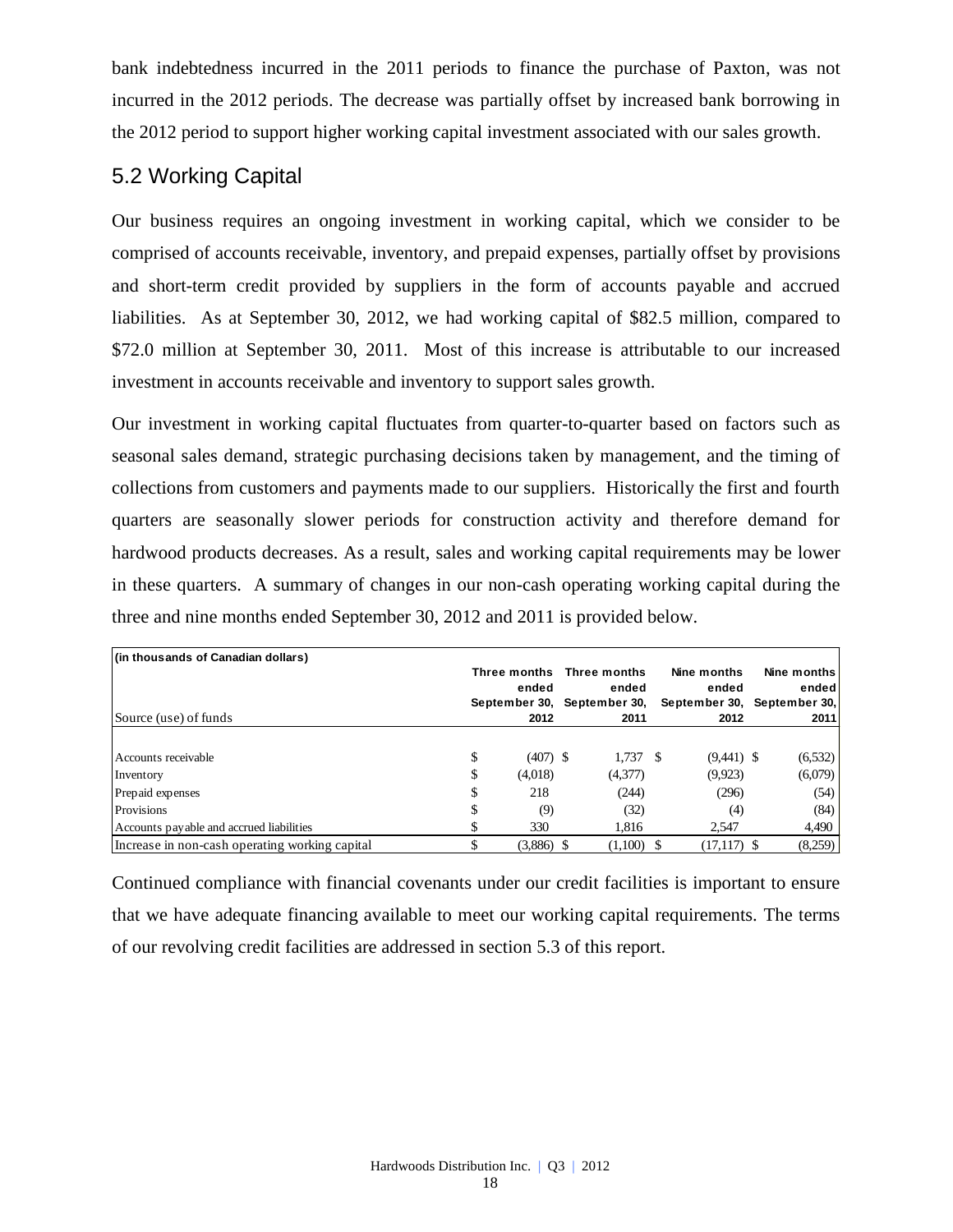bank indebtedness incurred in the 2011 periods to finance the purchase of Paxton, was not incurred in the 2012 periods. The decrease was partially offset by increased bank borrowing in the 2012 period to support higher working capital investment associated with our sales growth.

## 5.2 Working Capital

Our business requires an ongoing investment in working capital, which we consider to be comprised of accounts receivable, inventory, and prepaid expenses, partially offset by provisions and short-term credit provided by suppliers in the form of accounts payable and accrued liabilities. As at September 30, 2012, we had working capital of $82.5 million, compared to $72.0 million at September 30, 2011. Most of this increase is attributable to our increased investment in accounts receivable and inventory to support sales growth.

Our investment in working capital fluctuates from quarter-to-quarter based on factors such as seasonal sales demand, strategic purchasing decisions taken by management, and the timing of collections from customers and payments made to our suppliers. Historically the first and fourth quarters are seasonally slower periods for construction activity and therefore demand for hardwood products decreases. As a result, sales and working capital requirements may be lower in these quarters. A summary of changes in our non-cash operating working capital during the three and nine months ended September 30, 2012 and 2011 is provided below.

| (in thousands of Canadian dollars) Source (use) of funds | Three months ended September 30, 2012 | Three months ended September 30, 2011 | Nine months ended September 30, 2012 | Nine months ended September 30, 2011 |
|---|---|---|---|---|
| Accounts receivable | $ (407) | $ 1,737 | $ (9,441) | $ (6,532) |
| Inventory | $ (4,018) | (4,377) | (9,923) | (6,079) |
| Prepaid expenses | $ 218 | (244) | (296) | (54) |
| Provisions | $ (9) | (32) | (4) | (84) |
| Accounts payable and accrued liabilities | $ 330 | 1,816 | 2,547 | 4,490 |
| Increase in non-cash operating working capital | $ (3,886) | $ (1,100) | $ (17,117) | $ (8,259) |

Continued compliance with financial covenants under our credit facilities is important to ensure that we have adequate financing available to meet our working capital requirements. The terms of our revolving credit facilities are addressed in section 5.3 of this report.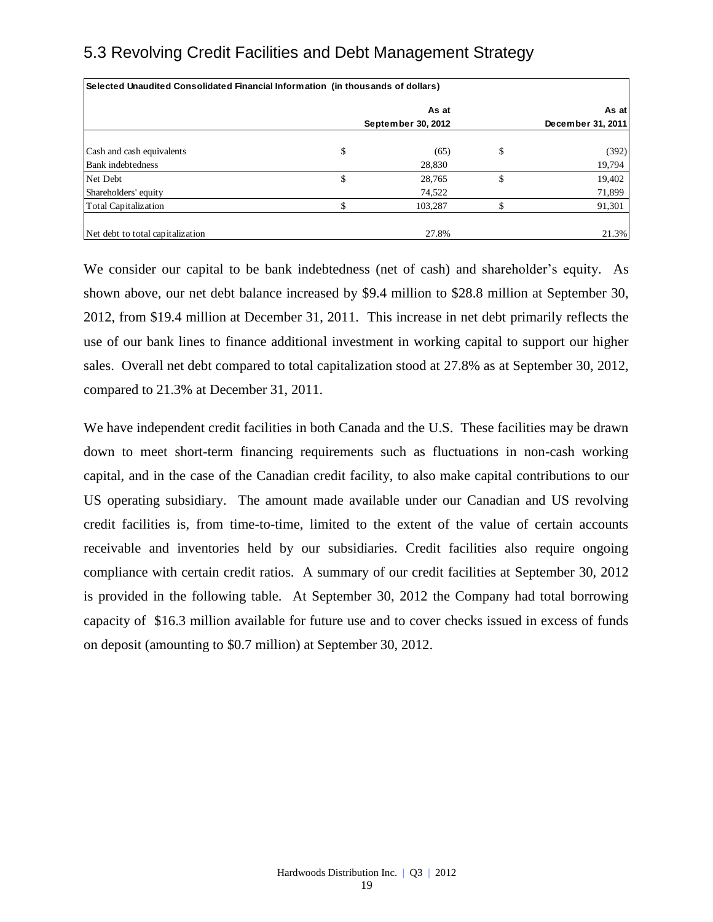## 5.3 Revolving Credit Facilities and Debt Management Strategy

| Selected Unaudited Consolidated Financial Information (in thousands of dollars) | As at September 30, 2012 | As at December 31, 2011 |
|---|---|---|
| Cash and cash equivalents | $ (65) | $ (392) |
| Bank indebtedness | 28,830 | 19,794 |
| Net Debt | $ 28,765 | $ 19,402 |
| Shareholders' equity | 74,522 | 71,899 |
| Total Capitalization | $ 103,287 | $ 91,301 |
| Net debt to total capitalization | 27.8% | 21.3% |

We consider our capital to be bank indebtedness (net of cash) and shareholder's equity. As shown above, our net debt balance increased by $9.4 million to $28.8 million at September 30, 2012, from $19.4 million at December 31, 2011. This increase in net debt primarily reflects the use of our bank lines to finance additional investment in working capital to support our higher sales. Overall net debt compared to total capitalization stood at 27.8% as at September 30, 2012, compared to 21.3% at December 31, 2011.

We have independent credit facilities in both Canada and the U.S. These facilities may be drawn down to meet short-term financing requirements such as fluctuations in non-cash working capital, and in the case of the Canadian credit facility, to also make capital contributions to our US operating subsidiary. The amount made available under our Canadian and US revolving credit facilities is, from time-to-time, limited to the extent of the value of certain accounts receivable and inventories held by our subsidiaries. Credit facilities also require ongoing compliance with certain credit ratios. A summary of our credit facilities at September 30, 2012 is provided in the following table. At September 30, 2012 the Company had total borrowing capacity of $16.3 million available for future use and to cover checks issued in excess of funds on deposit (amounting to $0.7 million) at September 30, 2012.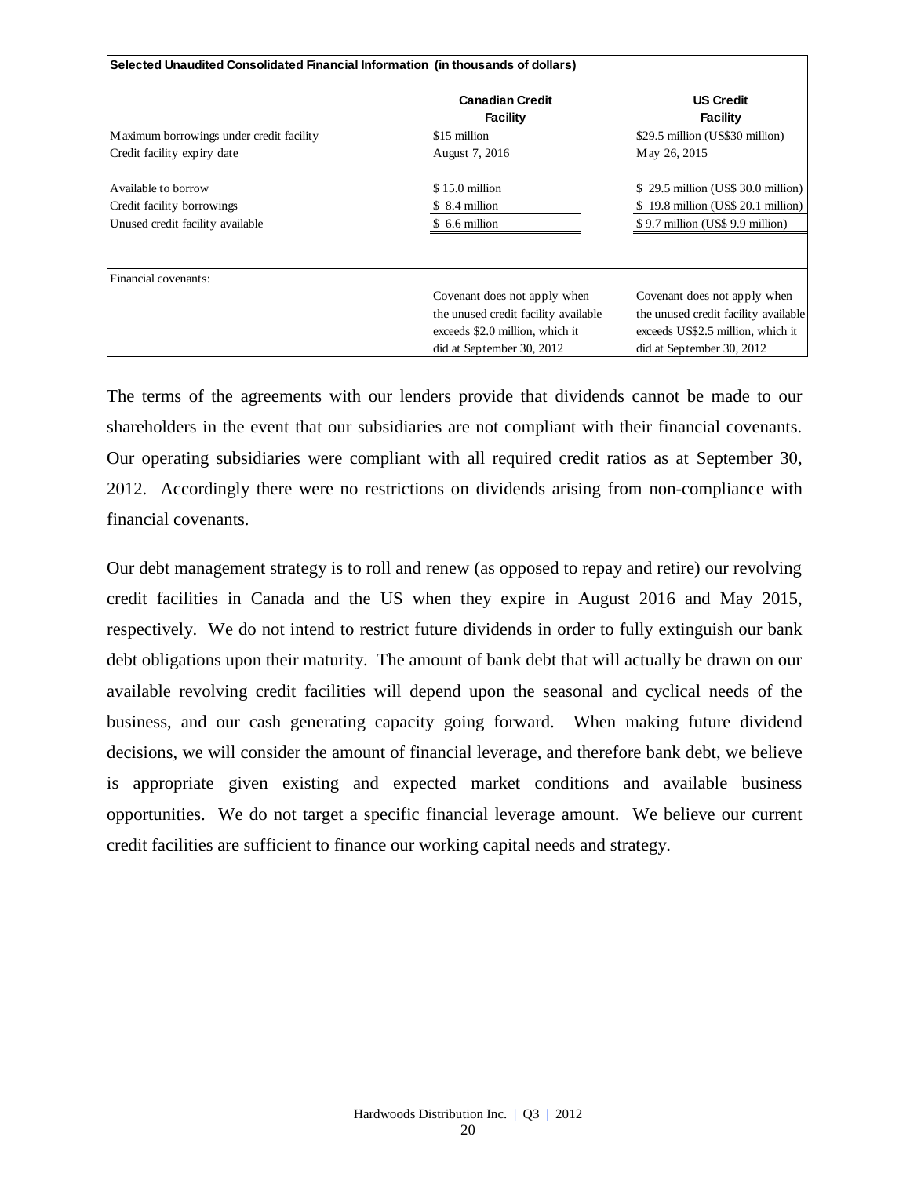| Selected Unaudited Consolidated Financial Information (in thousands of dollars) | Canadian Credit Facility | US Credit Facility |
|---|---|---|
| Maximum borrowings under credit facility | $15 million | $29.5 million (US$30 million) |
| Credit facility expiry date | August 7, 2016 | May 26, 2015 |
| Available to borrow | $ 15.0 million | $ 29.5 million (US$ 30.0 million) |
| Credit facility borrowings | $ 8.4 million | $ 19.8 million (US$ 20.1 million) |
| Unused credit facility available | $ 6.6 million | $ 9.7 million (US$ 9.9 million) |
| Financial covenants: | | |
| | Covenant does not apply when the unused credit facility available exceeds $2.0 million, which it did at September 30, 2012 | Covenant does not apply when the unused credit facility available exceeds US$2.5 million, which it did at September 30, 2012 |

The terms of the agreements with our lenders provide that dividends cannot be made to our shareholders in the event that our subsidiaries are not compliant with their financial covenants. Our operating subsidiaries were compliant with all required credit ratios as at September 30, 2012. Accordingly there were no restrictions on dividends arising from non-compliance with financial covenants.

Our debt management strategy is to roll and renew (as opposed to repay and retire) our revolving credit facilities in Canada and the US when they expire in August 2016 and May 2015, respectively. We do not intend to restrict future dividends in order to fully extinguish our bank debt obligations upon their maturity. The amount of bank debt that will actually be drawn on our available revolving credit facilities will depend upon the seasonal and cyclical needs of the business, and our cash generating capacity going forward. When making future dividend decisions, we will consider the amount of financial leverage, and therefore bank debt, we believe is appropriate given existing and expected market conditions and available business opportunities. We do not target a specific financial leverage amount. We believe our current credit facilities are sufficient to finance our working capital needs and strategy.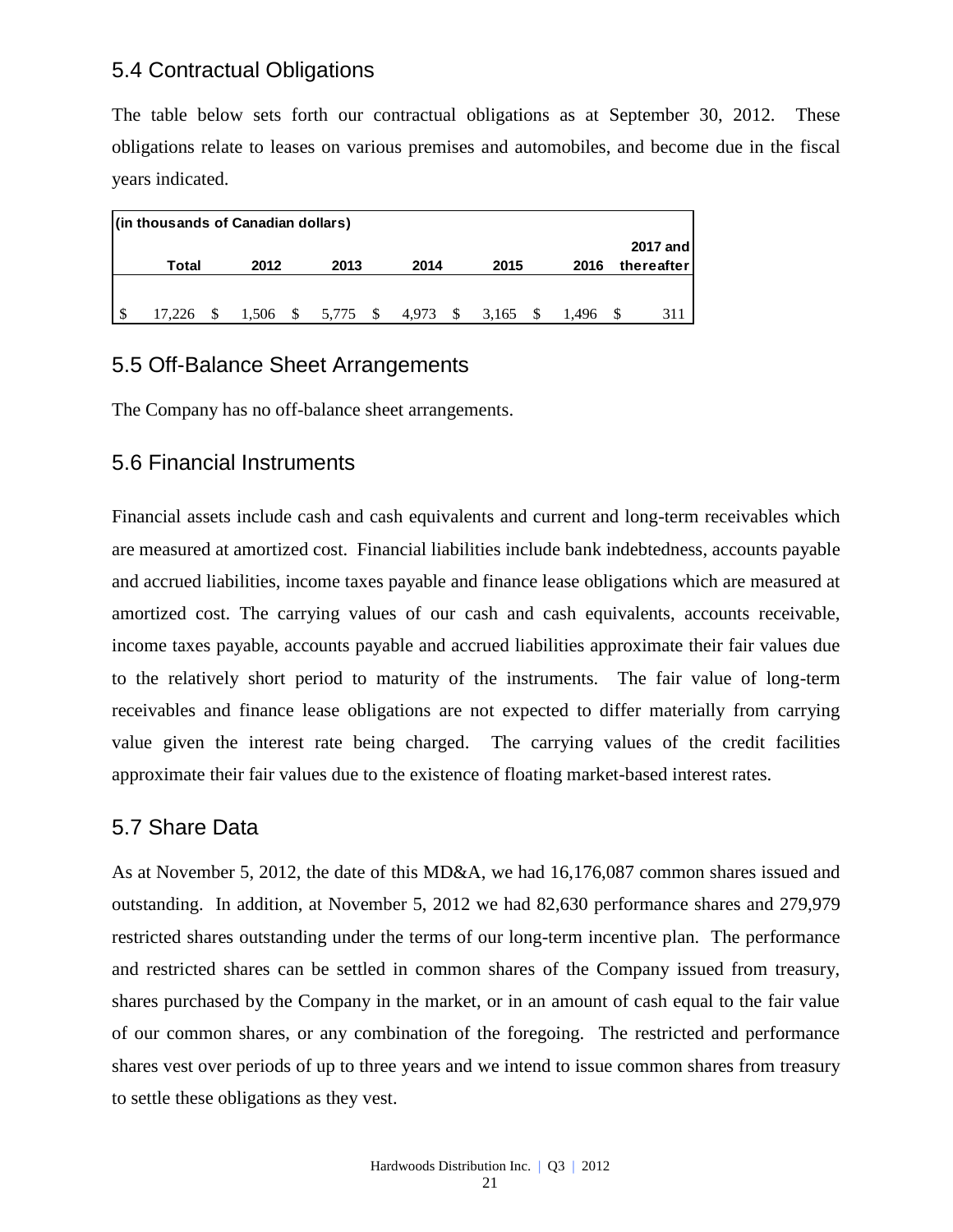## 5.4 Contractual Obligations

The table below sets forth our contractual obligations as at September 30, 2012. These obligations relate to leases on various premises and automobiles, and become due in the fiscal years indicated.

| (in thousands of Canadian dollars) | | | | | | |
|---|---|---|---|---|---|---|
| Total | 2012 | 2013 | 2014 | 2015 | 2016 | 2017 and thereafter |
| $ 17,226 | $ 1,506 | $ 5,775 | $ 4,973 | $ 3,165 | $ 1,496 | $ 311 |

## 5.5 Off-Balance Sheet Arrangements

The Company has no off-balance sheet arrangements.

## 5.6 Financial Instruments

Financial assets include cash and cash equivalents and current and long-term receivables which are measured at amortized cost. Financial liabilities include bank indebtedness, accounts payable and accrued liabilities, income taxes payable and finance lease obligations which are measured at amortized cost. The carrying values of our cash and cash equivalents, accounts receivable, income taxes payable, accounts payable and accrued liabilities approximate their fair values due to the relatively short period to maturity of the instruments. The fair value of long-term receivables and finance lease obligations are not expected to differ materially from carrying value given the interest rate being charged. The carrying values of the credit facilities approximate their fair values due to the existence of floating market-based interest rates.

## 5.7 Share Data

As at November 5, 2012, the date of this MD&A, we had 16,176,087 common shares issued and outstanding. In addition, at November 5, 2012 we had 82,630 performance shares and 279,979 restricted shares outstanding under the terms of our long-term incentive plan. The performance and restricted shares can be settled in common shares of the Company issued from treasury, shares purchased by the Company in the market, or in an amount of cash equal to the fair value of our common shares, or any combination of the foregoing. The restricted and performance shares vest over periods of up to three years and we intend to issue common shares from treasury to settle these obligations as they vest.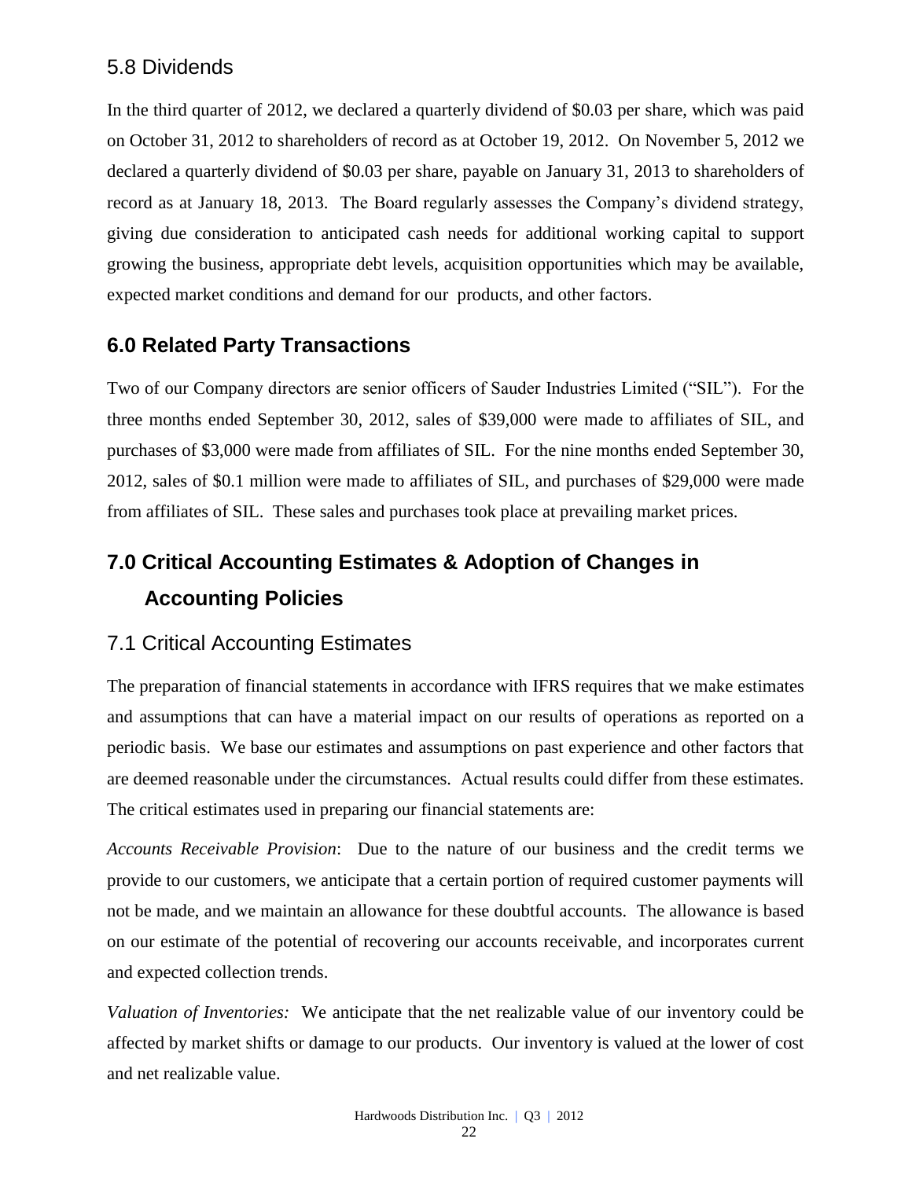## 5.8 Dividends

In the third quarter of 2012, we declared a quarterly dividend of $0.03 per share, which was paid on October 31, 2012 to shareholders of record as at October 19, 2012. On November 5, 2012 we declared a quarterly dividend of $0.03 per share, payable on January 31, 2013 to shareholders of record as at January 18, 2013. The Board regularly assesses the Company's dividend strategy, giving due consideration to anticipated cash needs for additional working capital to support growing the business, appropriate debt levels, acquisition opportunities which may be available, expected market conditions and demand for our products, and other factors.

# 6.0 Related Party Transactions

Two of our Company directors are senior officers of Sauder Industries Limited ("SIL"). For the three months ended September 30, 2012, sales of $39,000 were made to affiliates of SIL, and purchases of $3,000 were made from affiliates of SIL. For the nine months ended September 30, 2012, sales of $0.1 million were made to affiliates of SIL, and purchases of $29,000 were made from affiliates of SIL. These sales and purchases took place at prevailing market prices.

# 7.0 Critical Accounting Estimates & Adoption of Changes in Accounting Policies

## 7.1 Critical Accounting Estimates

The preparation of financial statements in accordance with IFRS requires that we make estimates and assumptions that can have a material impact on our results of operations as reported on a periodic basis. We base our estimates and assumptions on past experience and other factors that are deemed reasonable under the circumstances. Actual results could differ from these estimates. The critical estimates used in preparing our financial statements are:

*Accounts Receivable Provision*: Due to the nature of our business and the credit terms we provide to our customers, we anticipate that a certain portion of required customer payments will not be made, and we maintain an allowance for these doubtful accounts. The allowance is based on our estimate of the potential of recovering our accounts receivable, and incorporates current and expected collection trends.

*Valuation of Inventories:* We anticipate that the net realizable value of our inventory could be affected by market shifts or damage to our products. Our inventory is valued at the lower of cost and net realizable value.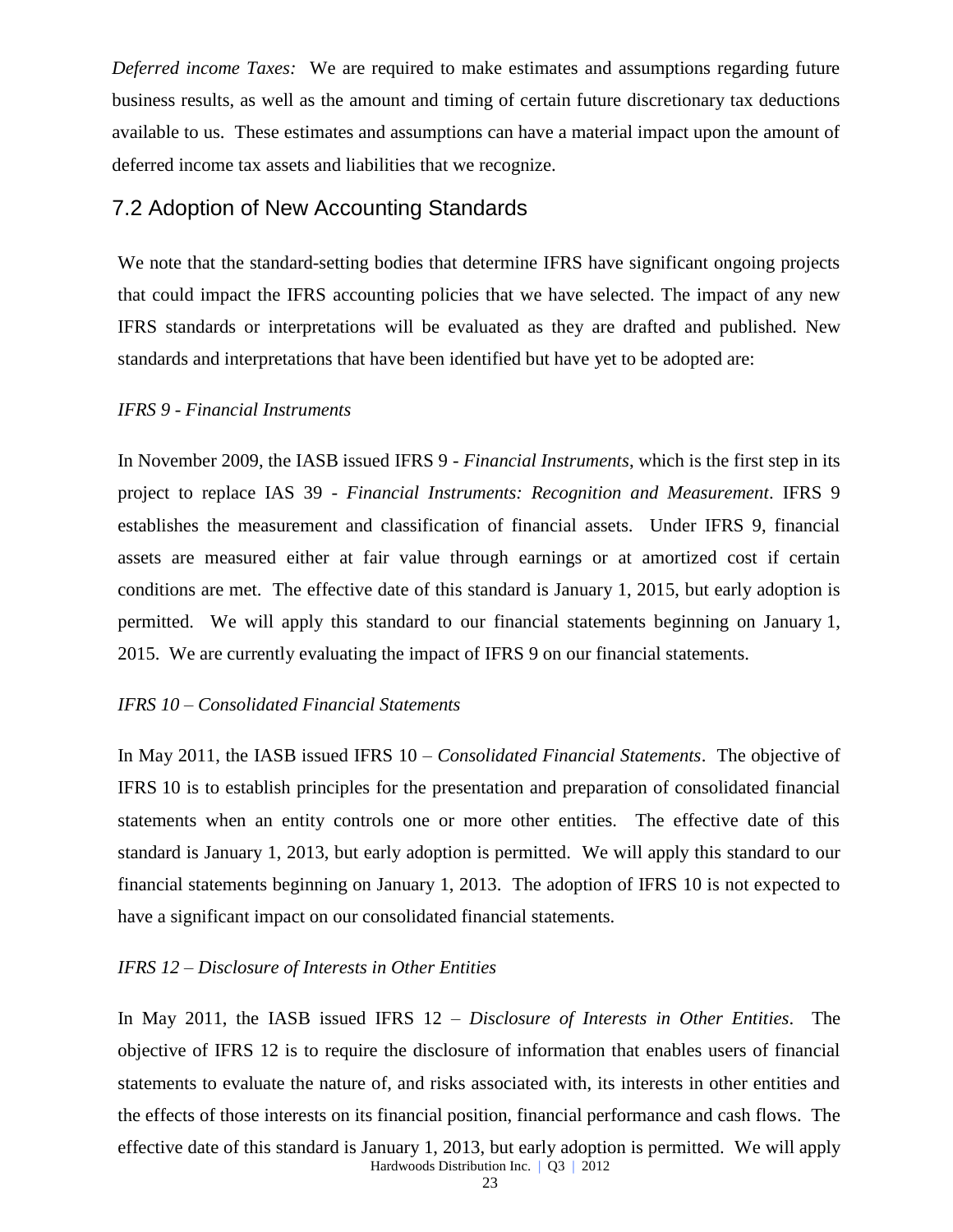*Deferred income Taxes:* We are required to make estimates and assumptions regarding future business results, as well as the amount and timing of certain future discretionary tax deductions available to us. These estimates and assumptions can have a material impact upon the amount of deferred income tax assets and liabilities that we recognize.

## 7.2 Adoption of New Accounting Standards

We note that the standard-setting bodies that determine IFRS have significant ongoing projects that could impact the IFRS accounting policies that we have selected. The impact of any new IFRS standards or interpretations will be evaluated as they are drafted and published. New standards and interpretations that have been identified but have yet to be adopted are:

*IFRS 9 - Financial Instruments*

In November 2009, the IASB issued IFRS 9 - *Financial Instruments*, which is the first step in its project to replace IAS 39 - *Financial Instruments: Recognition and Measurement*. IFRS 9 establishes the measurement and classification of financial assets. Under IFRS 9, financial assets are measured either at fair value through earnings or at amortized cost if certain conditions are met. The effective date of this standard is January 1, 2015, but early adoption is permitted. We will apply this standard to our financial statements beginning on January 1, 2015. We are currently evaluating the impact of IFRS 9 on our financial statements.

*IFRS 10 – Consolidated Financial Statements*

In May 2011, the IASB issued IFRS 10 – *Consolidated Financial Statements*. The objective of IFRS 10 is to establish principles for the presentation and preparation of consolidated financial statements when an entity controls one or more other entities. The effective date of this standard is January 1, 2013, but early adoption is permitted. We will apply this standard to our financial statements beginning on January 1, 2013. The adoption of IFRS 10 is not expected to have a significant impact on our consolidated financial statements.

*IFRS 12 – Disclosure of Interests in Other Entities*

In May 2011, the IASB issued IFRS 12 – *Disclosure of Interests in Other Entities*. The objective of IFRS 12 is to require the disclosure of information that enables users of financial statements to evaluate the nature of, and risks associated with, its interests in other entities and the effects of those interests on its financial position, financial performance and cash flows. The effective date of this standard is January 1, 2013, but early adoption is permitted. We will apply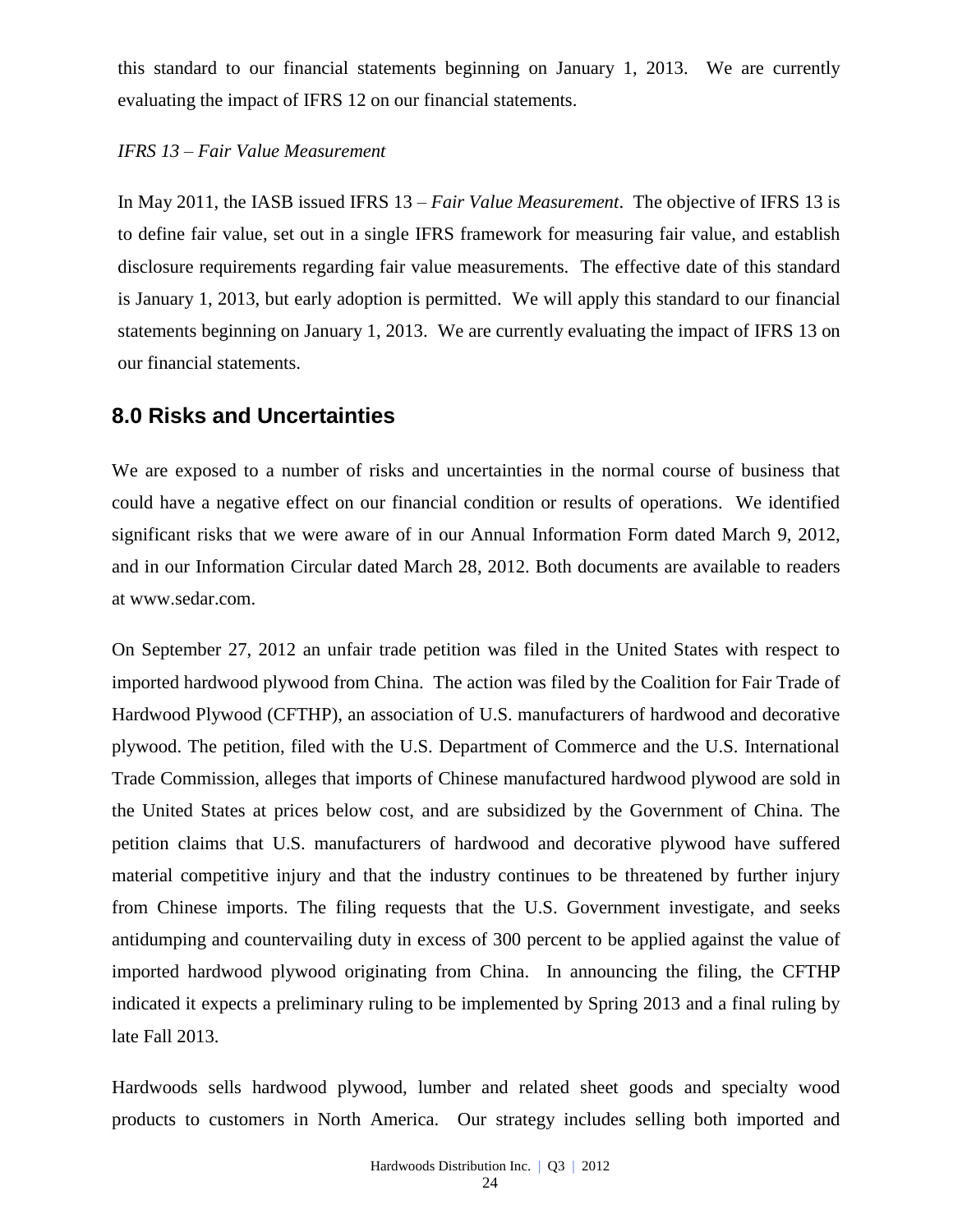this standard to our financial statements beginning on January 1, 2013. We are currently evaluating the impact of IFRS 12 on our financial statements.

*IFRS 13 – Fair Value Measurement*

In May 2011, the IASB issued IFRS 13 – *Fair Value Measurement*. The objective of IFRS 13 is to define fair value, set out in a single IFRS framework for measuring fair value, and establish disclosure requirements regarding fair value measurements. The effective date of this standard is January 1, 2013, but early adoption is permitted. We will apply this standard to our financial statements beginning on January 1, 2013. We are currently evaluating the impact of IFRS 13 on our financial statements.

## 8.0 Risks and Uncertainties

We are exposed to a number of risks and uncertainties in the normal course of business that could have a negative effect on our financial condition or results of operations. We identified significant risks that we were aware of in our Annual Information Form dated March 9, 2012, and in our Information Circular dated March 28, 2012. Both documents are available to readers at www.sedar.com.

On September 27, 2012 an unfair trade petition was filed in the United States with respect to imported hardwood plywood from China. The action was filed by the Coalition for Fair Trade of Hardwood Plywood (CFTHP), an association of U.S. manufacturers of hardwood and decorative plywood. The petition, filed with the U.S. Department of Commerce and the U.S. International Trade Commission, alleges that imports of Chinese manufactured hardwood plywood are sold in the United States at prices below cost, and are subsidized by the Government of China. The petition claims that U.S. manufacturers of hardwood and decorative plywood have suffered material competitive injury and that the industry continues to be threatened by further injury from Chinese imports. The filing requests that the U.S. Government investigate, and seeks antidumping and countervailing duty in excess of 300 percent to be applied against the value of imported hardwood plywood originating from China. In announcing the filing, the CFTHP indicated it expects a preliminary ruling to be implemented by Spring 2013 and a final ruling by late Fall 2013.

Hardwoods sells hardwood plywood, lumber and related sheet goods and specialty wood products to customers in North America. Our strategy includes selling both imported and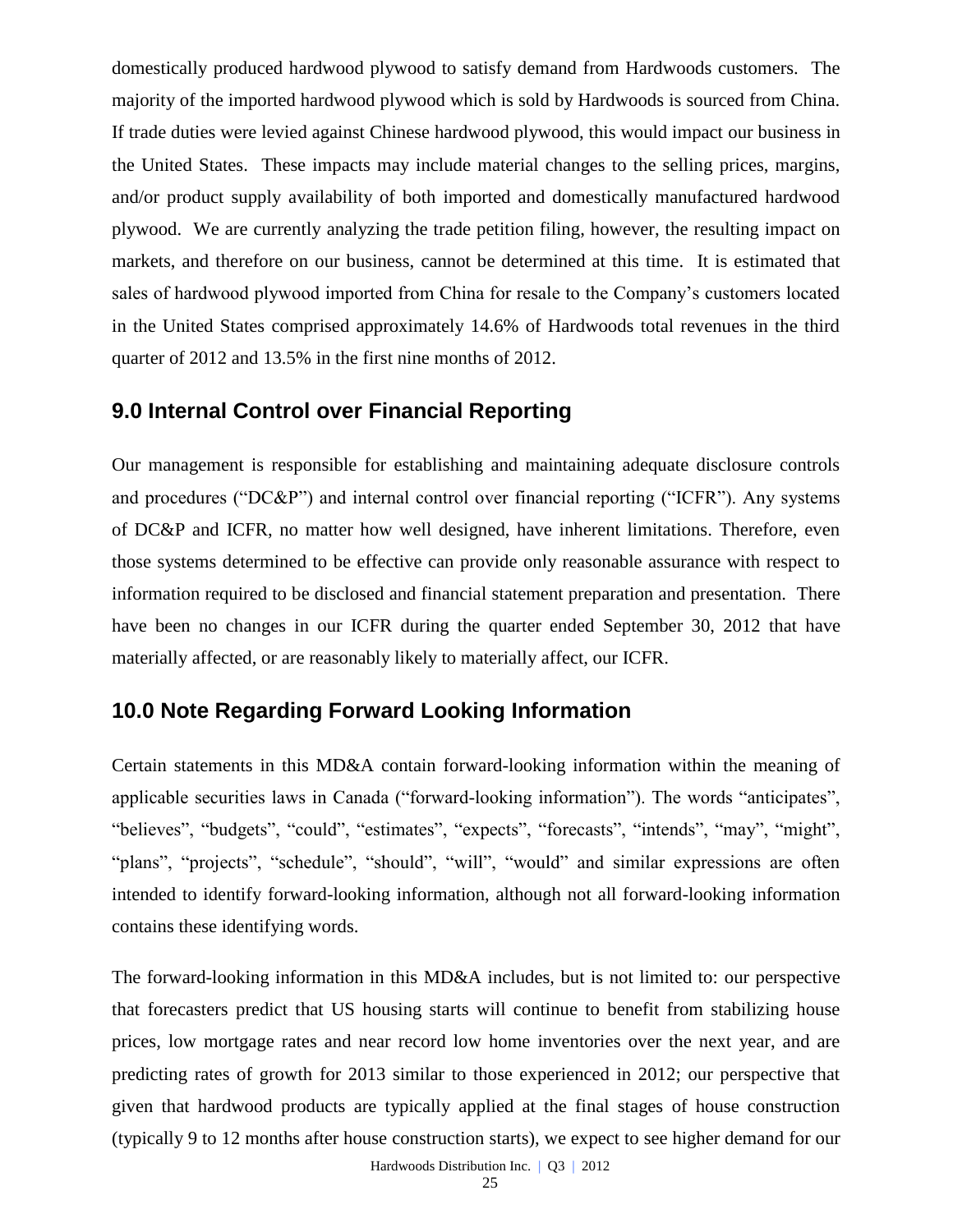domestically produced hardwood plywood to satisfy demand from Hardwoods customers. The majority of the imported hardwood plywood which is sold by Hardwoods is sourced from China. If trade duties were levied against Chinese hardwood plywood, this would impact our business in the United States. These impacts may include material changes to the selling prices, margins, and/or product supply availability of both imported and domestically manufactured hardwood plywood. We are currently analyzing the trade petition filing, however, the resulting impact on markets, and therefore on our business, cannot be determined at this time. It is estimated that sales of hardwood plywood imported from China for resale to the Company's customers located in the United States comprised approximately 14.6% of Hardwoods total revenues in the third quarter of 2012 and 13.5% in the first nine months of 2012.

## 9.0 Internal Control over Financial Reporting

Our management is responsible for establishing and maintaining adequate disclosure controls and procedures ("DC&P") and internal control over financial reporting ("ICFR"). Any systems of DC&P and ICFR, no matter how well designed, have inherent limitations. Therefore, even those systems determined to be effective can provide only reasonable assurance with respect to information required to be disclosed and financial statement preparation and presentation. There have been no changes in our ICFR during the quarter ended September 30, 2012 that have materially affected, or are reasonably likely to materially affect, our ICFR.

## 10.0 Note Regarding Forward Looking Information

Certain statements in this MD&A contain forward-looking information within the meaning of applicable securities laws in Canada ("forward-looking information"). The words "anticipates", "believes", "budgets", "could", "estimates", "expects", "forecasts", "intends", "may", "might", "plans", "projects", "schedule", "should", "will", "would" and similar expressions are often intended to identify forward-looking information, although not all forward-looking information contains these identifying words.

The forward-looking information in this MD&A includes, but is not limited to: our perspective that forecasters predict that US housing starts will continue to benefit from stabilizing house prices, low mortgage rates and near record low home inventories over the next year, and are predicting rates of growth for 2013 similar to those experienced in 2012; our perspective that given that hardwood products are typically applied at the final stages of house construction (typically 9 to 12 months after house construction starts), we expect to see higher demand for our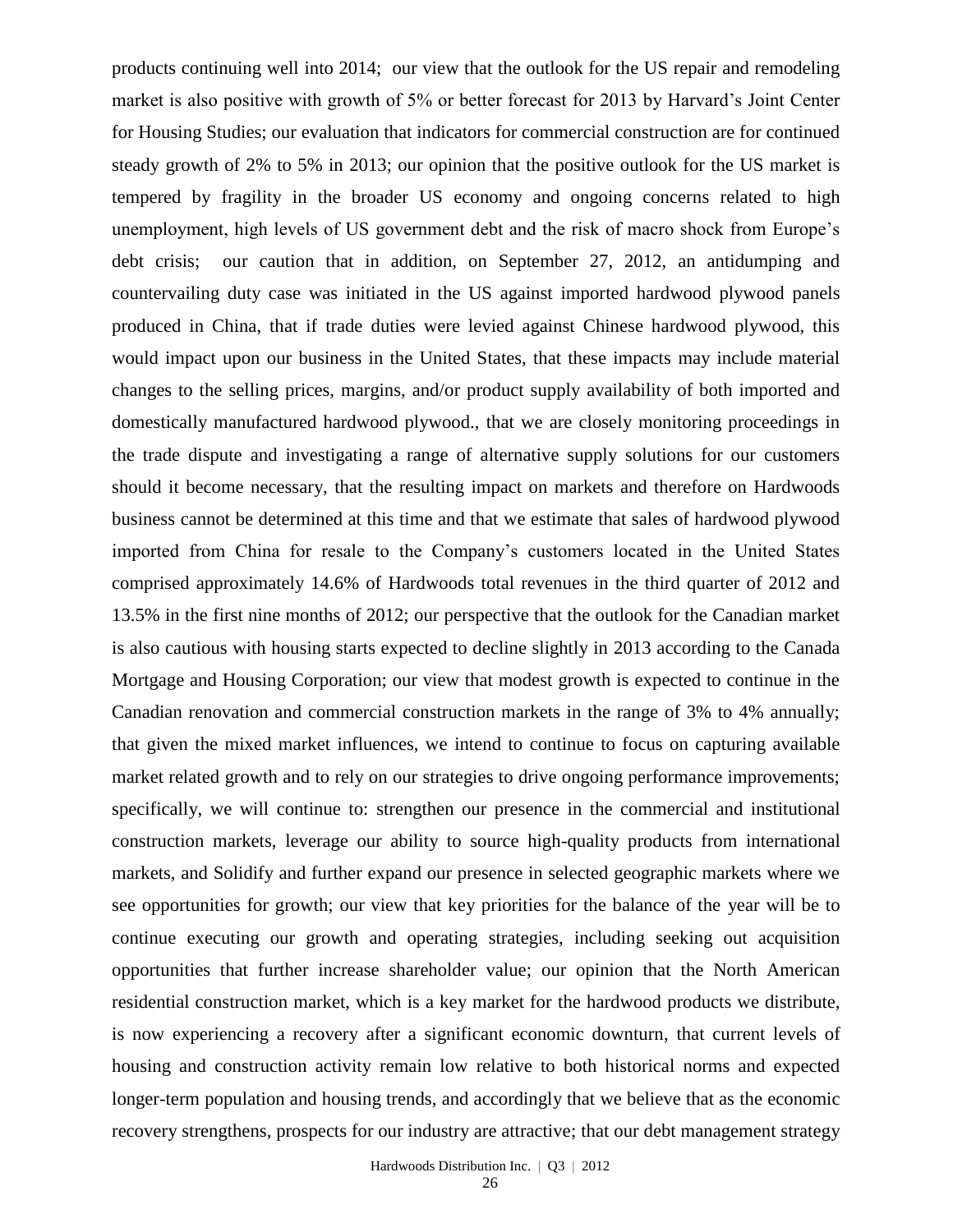products continuing well into 2014; our view that the outlook for the US repair and remodeling market is also positive with growth of 5% or better forecast for 2013 by Harvard's Joint Center for Housing Studies; our evaluation that indicators for commercial construction are for continued steady growth of 2% to 5% in 2013; our opinion that the positive outlook for the US market is tempered by fragility in the broader US economy and ongoing concerns related to high unemployment, high levels of US government debt and the risk of macro shock from Europe's debt crisis; our caution that in addition, on September 27, 2012, an antidumping and countervailing duty case was initiated in the US against imported hardwood plywood panels produced in China, that if trade duties were levied against Chinese hardwood plywood, this would impact upon our business in the United States, that these impacts may include material changes to the selling prices, margins, and/or product supply availability of both imported and domestically manufactured hardwood plywood., that we are closely monitoring proceedings in the trade dispute and investigating a range of alternative supply solutions for our customers should it become necessary, that the resulting impact on markets and therefore on Hardwoods business cannot be determined at this time and that we estimate that sales of hardwood plywood imported from China for resale to the Company's customers located in the United States comprised approximately 14.6% of Hardwoods total revenues in the third quarter of 2012 and 13.5% in the first nine months of 2012; our perspective that the outlook for the Canadian market is also cautious with housing starts expected to decline slightly in 2013 according to the Canada Mortgage and Housing Corporation; our view that modest growth is expected to continue in the Canadian renovation and commercial construction markets in the range of 3% to 4% annually; that given the mixed market influences, we intend to continue to focus on capturing available market related growth and to rely on our strategies to drive ongoing performance improvements; specifically, we will continue to: strengthen our presence in the commercial and institutional construction markets, leverage our ability to source high-quality products from international markets, and Solidify and further expand our presence in selected geographic markets where we see opportunities for growth; our view that key priorities for the balance of the year will be to continue executing our growth and operating strategies, including seeking out acquisition opportunities that further increase shareholder value; our opinion that the North American residential construction market, which is a key market for the hardwood products we distribute, is now experiencing a recovery after a significant economic downturn, that current levels of housing and construction activity remain low relative to both historical norms and expected longer-term population and housing trends, and accordingly that we believe that as the economic recovery strengthens, prospects for our industry are attractive; that our debt management strategy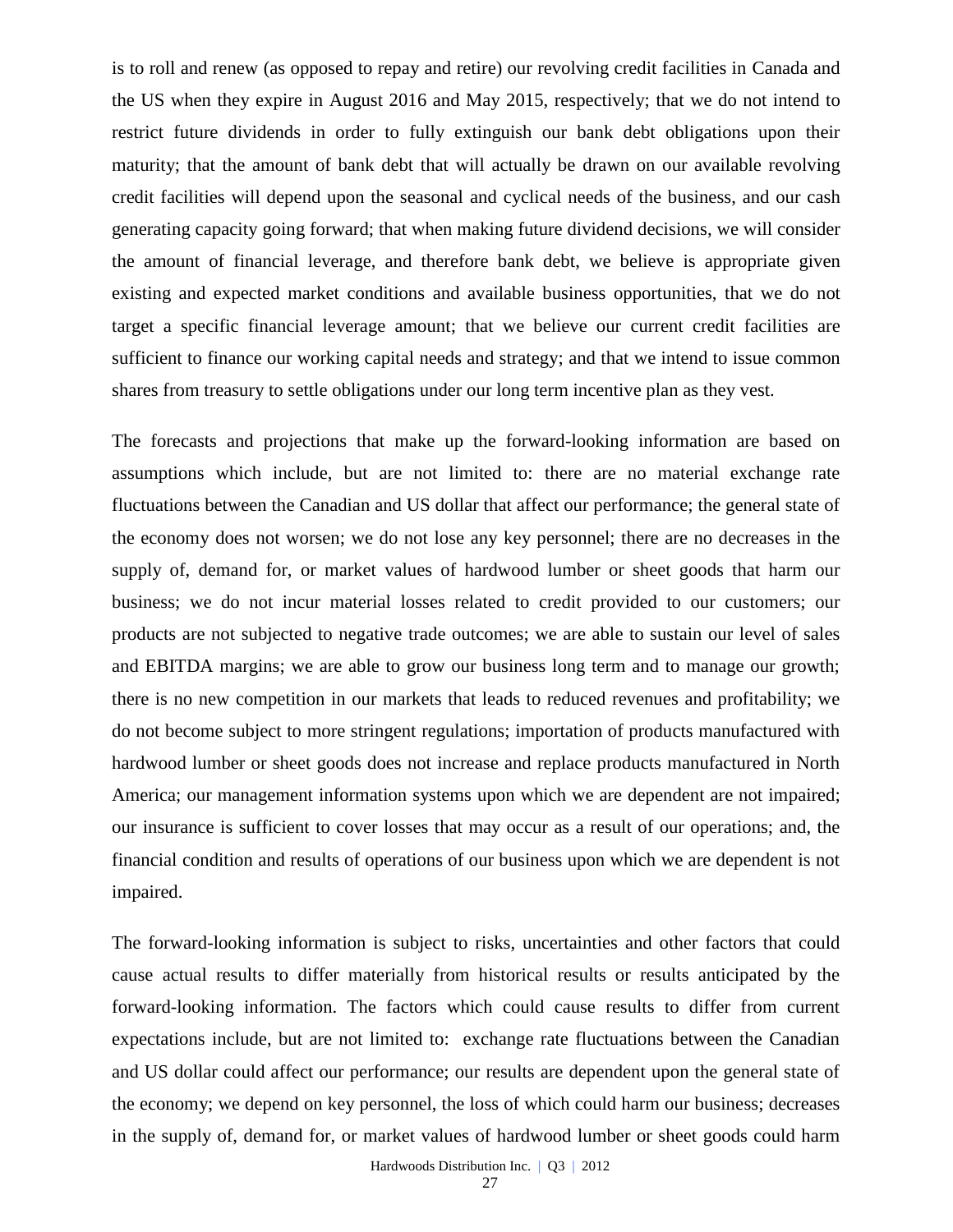is to roll and renew (as opposed to repay and retire) our revolving credit facilities in Canada and the US when they expire in August 2016 and May 2015, respectively; that we do not intend to restrict future dividends in order to fully extinguish our bank debt obligations upon their maturity; that the amount of bank debt that will actually be drawn on our available revolving credit facilities will depend upon the seasonal and cyclical needs of the business, and our cash generating capacity going forward; that when making future dividend decisions, we will consider the amount of financial leverage, and therefore bank debt, we believe is appropriate given existing and expected market conditions and available business opportunities, that we do not target a specific financial leverage amount; that we believe our current credit facilities are sufficient to finance our working capital needs and strategy; and that we intend to issue common shares from treasury to settle obligations under our long term incentive plan as they vest.

The forecasts and projections that make up the forward-looking information are based on assumptions which include, but are not limited to: there are no material exchange rate fluctuations between the Canadian and US dollar that affect our performance; the general state of the economy does not worsen; we do not lose any key personnel; there are no decreases in the supply of, demand for, or market values of hardwood lumber or sheet goods that harm our business; we do not incur material losses related to credit provided to our customers; our products are not subjected to negative trade outcomes; we are able to sustain our level of sales and EBITDA margins; we are able to grow our business long term and to manage our growth; there is no new competition in our markets that leads to reduced revenues and profitability; we do not become subject to more stringent regulations; importation of products manufactured with hardwood lumber or sheet goods does not increase and replace products manufactured in North America; our management information systems upon which we are dependent are not impaired; our insurance is sufficient to cover losses that may occur as a result of our operations; and, the financial condition and results of operations of our business upon which we are dependent is not impaired.

The forward-looking information is subject to risks, uncertainties and other factors that could cause actual results to differ materially from historical results or results anticipated by the forward-looking information. The factors which could cause results to differ from current expectations include, but are not limited to: exchange rate fluctuations between the Canadian and US dollar could affect our performance; our results are dependent upon the general state of the economy; we depend on key personnel, the loss of which could harm our business; decreases in the supply of, demand for, or market values of hardwood lumber or sheet goods could harm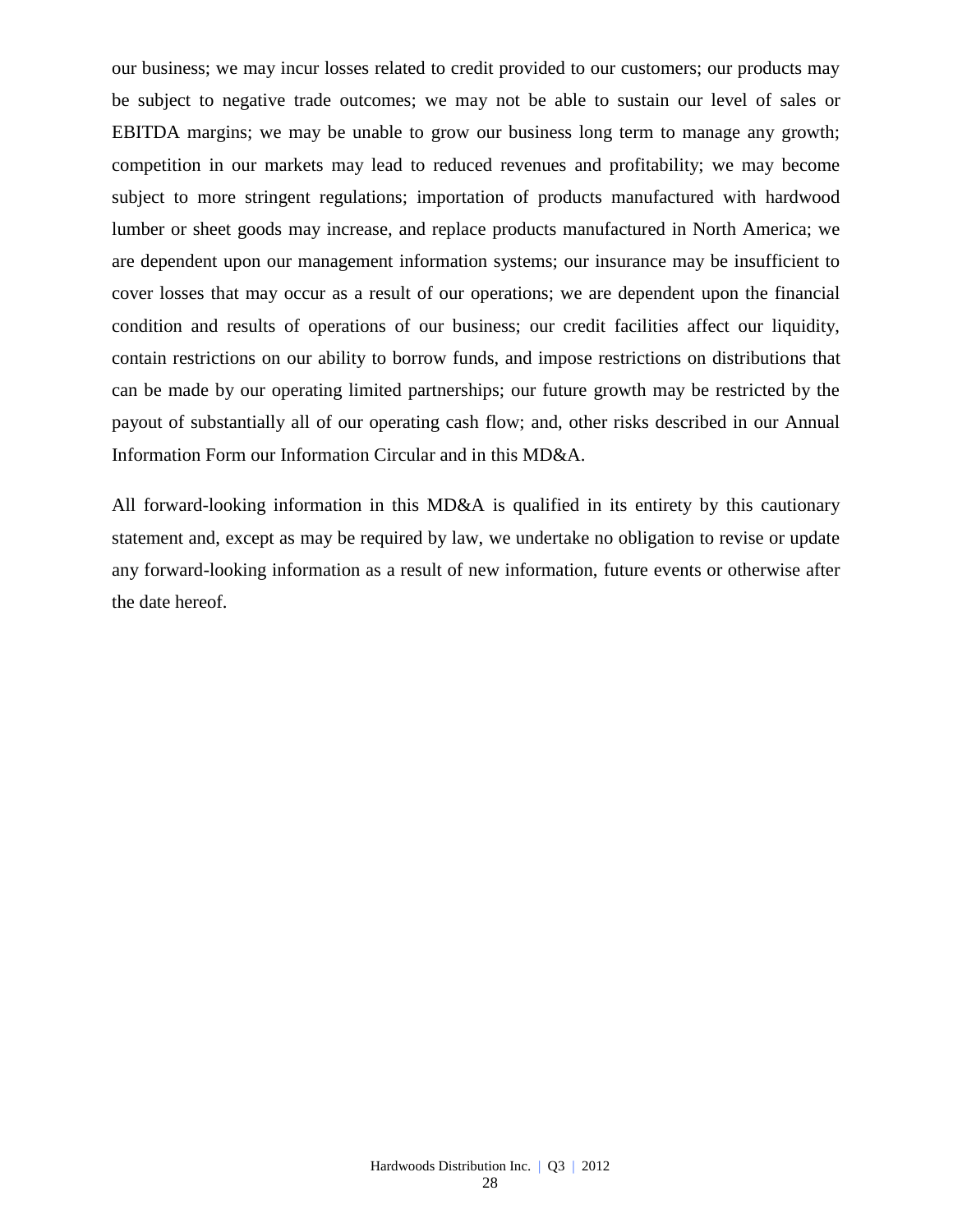our business; we may incur losses related to credit provided to our customers; our products may be subject to negative trade outcomes; we may not be able to sustain our level of sales or EBITDA margins; we may be unable to grow our business long term to manage any growth; competition in our markets may lead to reduced revenues and profitability; we may become subject to more stringent regulations; importation of products manufactured with hardwood lumber or sheet goods may increase, and replace products manufactured in North America; we are dependent upon our management information systems; our insurance may be insufficient to cover losses that may occur as a result of our operations; we are dependent upon the financial condition and results of operations of our business; our credit facilities affect our liquidity, contain restrictions on our ability to borrow funds, and impose restrictions on distributions that can be made by our operating limited partnerships; our future growth may be restricted by the payout of substantially all of our operating cash flow; and, other risks described in our Annual Information Form our Information Circular and in this MD&A.

All forward-looking information in this MD&A is qualified in its entirety by this cautionary statement and, except as may be required by law, we undertake no obligation to revise or update any forward-looking information as a result of new information, future events or otherwise after the date hereof.